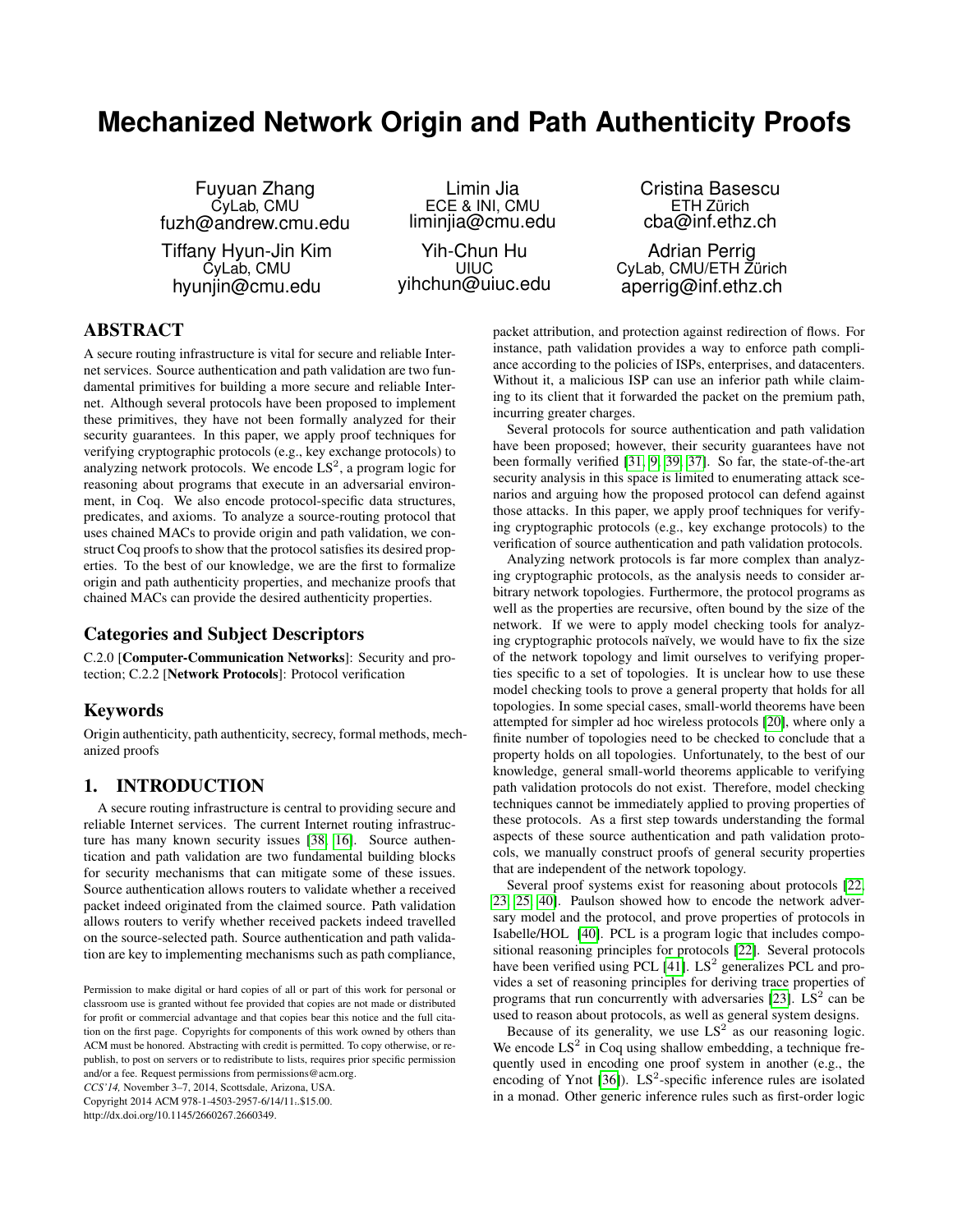# Mechanized Network Origin and Path Authenticity Proofs

Fuyuan Zhang
CyLab, CMU
fuzh@andrew.cmu.edu

Limin Jia
ECE & INI, CMU
liminjia@cmu.edu

Cristina Basescu
ETH Zürich
cba@inf.ethz.ch

Tiffany Hyun-Jin Kim
CyLab, CMU
hyunjin@cmu.edu

Yih-Chun Hu
UIUC
yihchun@uiuc.edu

Adrian Perrig
CyLab, CMU/ETH Zürich
aperrig@inf.ethz.ch

## ABSTRACT

A secure routing infrastructure is vital for secure and reliable Internet services. Source authentication and path validation are two fundamental primitives for building a more secure and reliable Internet. Although several protocols have been proposed to implement these primitives, they have not been formally analyzed for their security guarantees. In this paper, we apply proof techniques for verifying cryptographic protocols (e.g., key exchange protocols) to analyzing network protocols. We encode LS$^2$, a program logic for reasoning about programs that execute in an adversarial environment, in Coq. We also encode protocol-specific data structures, predicates, and axioms. To analyze a source-routing protocol that uses chained MACs to provide origin and path validation, we construct Coq proofs to show that the protocol satisfies its desired properties. To the best of our knowledge, we are the first to formalize origin and path authenticity properties, and mechanize proofs that chained MACs can provide the desired authenticity properties.

## Categories and Subject Descriptors

C.2.0 [**Computer-Communication Networks**]: Security and protection; C.2.2 [**Network Protocols**]: Protocol verification

## Keywords

Origin authenticity, path authenticity, secrecy, formal methods, mechanized proofs

## 1. INTRODUCTION

A secure routing infrastructure is central to providing secure and reliable Internet services. The current Internet routing infrastructure has many known security issues [38, 16]. Source authentication and path validation are two fundamental building blocks for security mechanisms that can mitigate some of these issues. Source authentication allows routers to validate whether a received packet indeed originated from the claimed source. Path validation allows routers to verify whether received packets indeed travelled on the source-selected path. Source authentication and path validation are key to implementing mechanisms such as path compliance, packet attribution, and protection against redirection of flows. For instance, path validation provides a way to enforce path compliance according to the policies of ISPs, enterprises, and datacenters. Without it, a malicious ISP can use an inferior path while claiming to its client that it forwarded the packet on the premium path, incurring greater charges.

Several protocols for source authentication and path validation have been proposed; however, their security guarantees have not been formally verified [31, 9, 39, 37]. So far, the state-of-the-art security analysis in this space is limited to enumerating attack scenarios and arguing how the proposed protocol can defend against those attacks. In this paper, we apply proof techniques for verifying cryptographic protocols (e.g., key exchange protocols) to the verification of source authentication and path validation protocols.

Analyzing network protocols is far more complex than analyzing cryptographic protocols, as the analysis needs to consider arbitrary network topologies. Furthermore, the protocol programs as well as the properties are recursive, often bound by the size of the network. If we were to apply model checking tools for analyzing cryptographic protocols naïvely, we would have to fix the size of the network topology and limit ourselves to verifying properties specific to a set of topologies. It is unclear how to use these model checking tools to prove a general property that holds for all topologies. In some special cases, small-world theorems have been attempted for simpler ad hoc wireless protocols [20], where only a finite number of topologies need to be checked to conclude that a property holds on all topologies. Unfortunately, to the best of our knowledge, general small-world theorems applicable to verifying path validation protocols do not exist. Therefore, model checking techniques cannot be immediately applied to proving properties of these protocols. As a first step towards understanding the formal aspects of these source authentication and path validation protocols, we manually construct proofs of general security properties that are independent of the network topology.

Several proof systems exist for reasoning about protocols [22, 23, 25, 40]. Paulson showed how to encode the network adversary model and the protocol, and prove properties of protocols in Isabelle/HOL [40]. PCL is a program logic that includes compositional reasoning principles for protocols [22]. Several protocols have been verified using PCL [41]. LS$^2$ generalizes PCL and provides a set of reasoning principles for deriving trace properties of programs that run concurrently with adversaries [23]. LS$^2$ can be used to reason about protocols, as well as general system designs.

Because of its generality, we use LS$^2$ as our reasoning logic. We encode LS$^2$ in Coq using shallow embedding, a technique frequently used in encoding one proof system in another (e.g., the encoding of Ynot [36]). LS$^2$-specific inference rules are isolated in a monad. Other generic inference rules such as first-order logic

Permission to make digital or hard copies of all or part of this work for personal or classroom use is granted without fee provided that copies are not made or distributed for profit or commercial advantage and that copies bear this notice and the full citation on the first page. Copyrights for components of this work owned by others than ACM must be honored. Abstracting with credit is permitted. To copy otherwise, or republish, to post on servers or to redistribute to lists, requires prior specific permission and/or a fee. Request permissions from permissions@acm.org.
*CCS'14*, November 3–7, 2014, Scottsdale, Arizona, USA.
Copyright 2014 ACM 978-1-4503-2957-6/14/11 ..$15.00.
http://dx.doi.org/10.1145/2660267.2660349.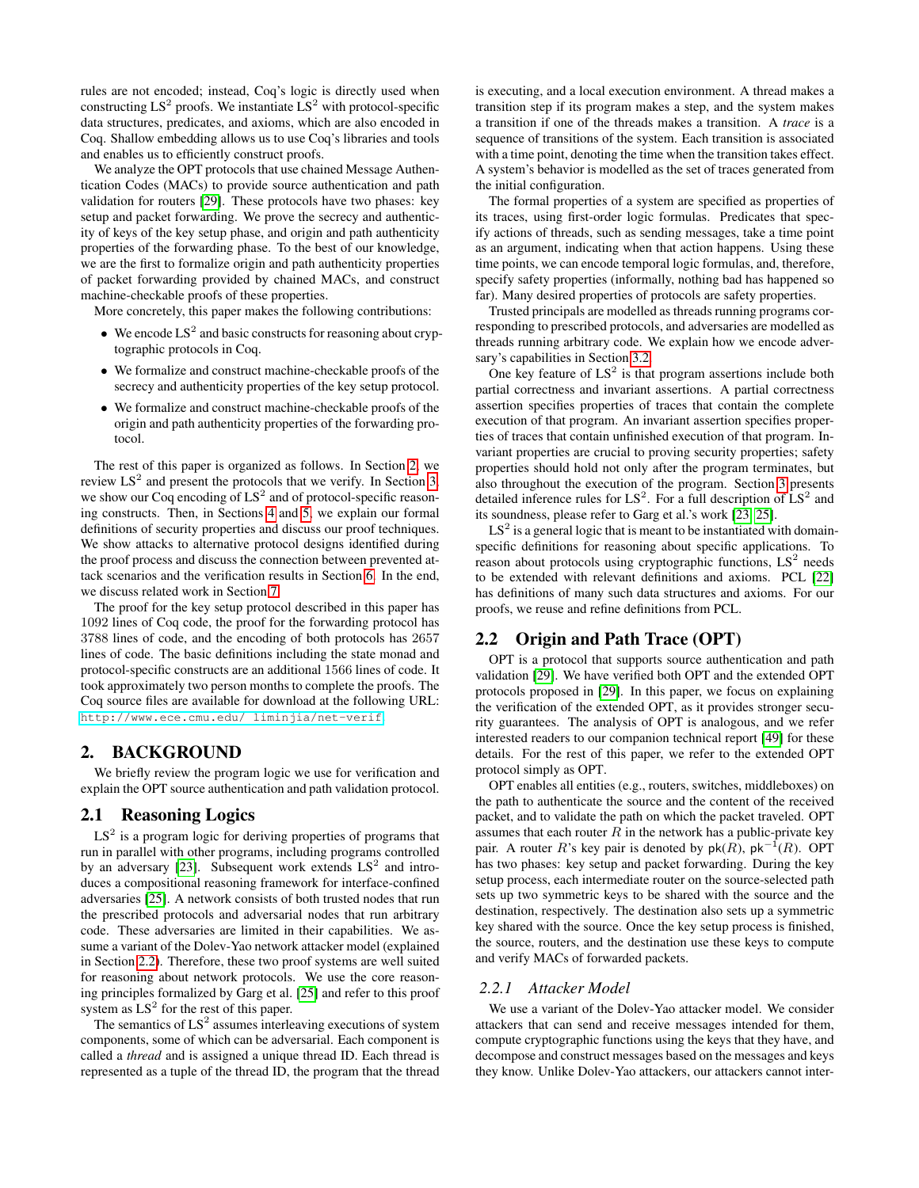rules are not encoded; instead, Coq's logic is directly used when constructing LS$^2$ proofs. We instantiate LS$^2$ with protocol-specific data structures, predicates, and axioms, which are also encoded in Coq. Shallow embedding allows us to use Coq's libraries and tools and enables us to efficiently construct proofs.

We analyze the OPT protocols that use chained Message Authentication Codes (MACs) to provide source authentication and path validation for routers [29]. These protocols have two phases: key setup and packet forwarding. We prove the secrecy and authenticity of keys of the key setup phase, and origin and path authenticity properties of the forwarding phase. To the best of our knowledge, we are the first to formalize origin and path authenticity properties of packet forwarding provided by chained MACs, and construct machine-checkable proofs of these properties.

More concretely, this paper makes the following contributions:

- We encode LS$^2$ and basic constructs for reasoning about cryptographic protocols in Coq.
- We formalize and construct machine-checkable proofs of the secrecy and authenticity properties of the key setup protocol.
- We formalize and construct machine-checkable proofs of the origin and path authenticity properties of the forwarding protocol.

The rest of this paper is organized as follows. In Section 2, we review LS$^2$ and present the protocols that we verify. In Section 3, we show our Coq encoding of LS$^2$ and of protocol-specific reasoning constructs. Then, in Sections 4 and 5, we explain our formal definitions of security properties and discuss our proof techniques. We show attacks to alternative protocol designs identified during the proof process and discuss the connection between prevented attack scenarios and the verification results in Section 6. In the end, we discuss related work in Section 7.

The proof for the key setup protocol described in this paper has 1092 lines of Coq code, the proof for the forwarding protocol has 3788 lines of code, and the encoding of both protocols has 2657 lines of code. The basic definitions including the state monad and protocol-specific constructs are an additional 1566 lines of code. It took approximately two person months to complete the proofs. The Coq source files are available for download at the following URL: http://www.ece.cmu.edu/ liminjia/net-verif.

# 2. BACKGROUND

We briefly review the program logic we use for verification and explain the OPT source authentication and path validation protocol.

## 2.1 Reasoning Logics

LS$^2$ is a program logic for deriving properties of programs that run in parallel with other programs, including programs controlled by an adversary [23]. Subsequent work extends LS$^2$ and introduces a compositional reasoning framework for interface-confined adversaries [25]. A network consists of both trusted nodes that run the prescribed protocols and adversarial nodes that run arbitrary code. These adversaries are limited in their capabilities. We assume a variant of the Dolev-Yao network attacker model (explained in Section 2.2). Therefore, these two proof systems are well suited for reasoning about network protocols. We use the core reasoning principles formalized by Garg et al. [25] and refer to this proof system as LS$^2$ for the rest of this paper.

The semantics of LS$^2$ assumes interleaving executions of system components, some of which can be adversarial. Each component is called a *thread* and is assigned a unique thread ID. Each thread is represented as a tuple of the thread ID, the program that the thread is executing, and a local execution environment. A thread makes a transition step if its program makes a step, and the system makes a transition if one of the threads makes a transition. A *trace* is a sequence of transitions of the system. Each transition is associated with a time point, denoting the time when the transition takes effect. A system's behavior is modelled as the set of traces generated from the initial configuration.

The formal properties of a system are specified as properties of its traces, using first-order logic formulas. Predicates that specify actions of threads, such as sending messages, take a time point as an argument, indicating when that action happens. Using these time points, we can encode temporal logic formulas, and, therefore, specify safety properties (informally, nothing bad has happened so far). Many desired properties of protocols are safety properties.

Trusted principals are modelled as threads running programs corresponding to prescribed protocols, and adversaries are modelled as threads running arbitrary code. We explain how we encode adversary's capabilities in Section 3.2.

One key feature of LS$^2$ is that program assertions include both partial correctness and invariant assertions. A partial correctness assertion specifies properties of traces that contain the complete execution of that program. An invariant assertion specifies properties of traces that contain unfinished execution of that program. Invariant properties are crucial to proving security properties; safety properties should hold not only after the program terminates, but also throughout the execution of the program. Section 3 presents detailed inference rules for LS$^2$. For a full description of LS$^2$ and its soundness, please refer to Garg et al.'s work [23, 25].

LS$^2$ is a general logic that is meant to be instantiated with domain-specific definitions for reasoning about specific applications. To reason about protocols using cryptographic functions, LS$^2$ needs to be extended with relevant definitions and axioms. PCL [22] has definitions of many such data structures and axioms. For our proofs, we reuse and refine definitions from PCL.

## 2.2 Origin and Path Trace (OPT)

OPT is a protocol that supports source authentication and path validation [29]. We have verified both OPT and the extended OPT protocols proposed in [29]. In this paper, we focus on explaining the verification of the extended OPT, as it provides stronger security guarantees. The analysis of OPT is analogous, and we refer interested readers to our companion technical report [49] for these details. For the rest of this paper, we refer to the extended OPT protocol simply as OPT.

OPT enables all entities (e.g., routers, switches, middleboxes) on the path to authenticate the source and the content of the received packet, and to validate the path on which the packet traveled. OPT assumes that each router $R$ in the network has a public-private key pair. A router $R$'s key pair is denoted by $\mathsf{pk}(R)$, $\mathsf{pk}^{-1}(R)$. OPT has two phases: key setup and packet forwarding. During the key setup process, each intermediate router on the source-selected path sets up two symmetric keys to be shared with the source and the destination, respectively. The destination also sets up a symmetric key shared with the source. Once the key setup process is finished, the source, routers, and the destination use these keys to compute and verify MACs of forwarded packets.

### 2.2.1 Attacker Model

We use a variant of the Dolev-Yao attacker model. We consider attackers that can send and receive messages intended for them, compute cryptographic functions using the keys that they have, and decompose and construct messages based on the messages and keys they know. Unlike Dolev-Yao attackers, our attackers cannot inter-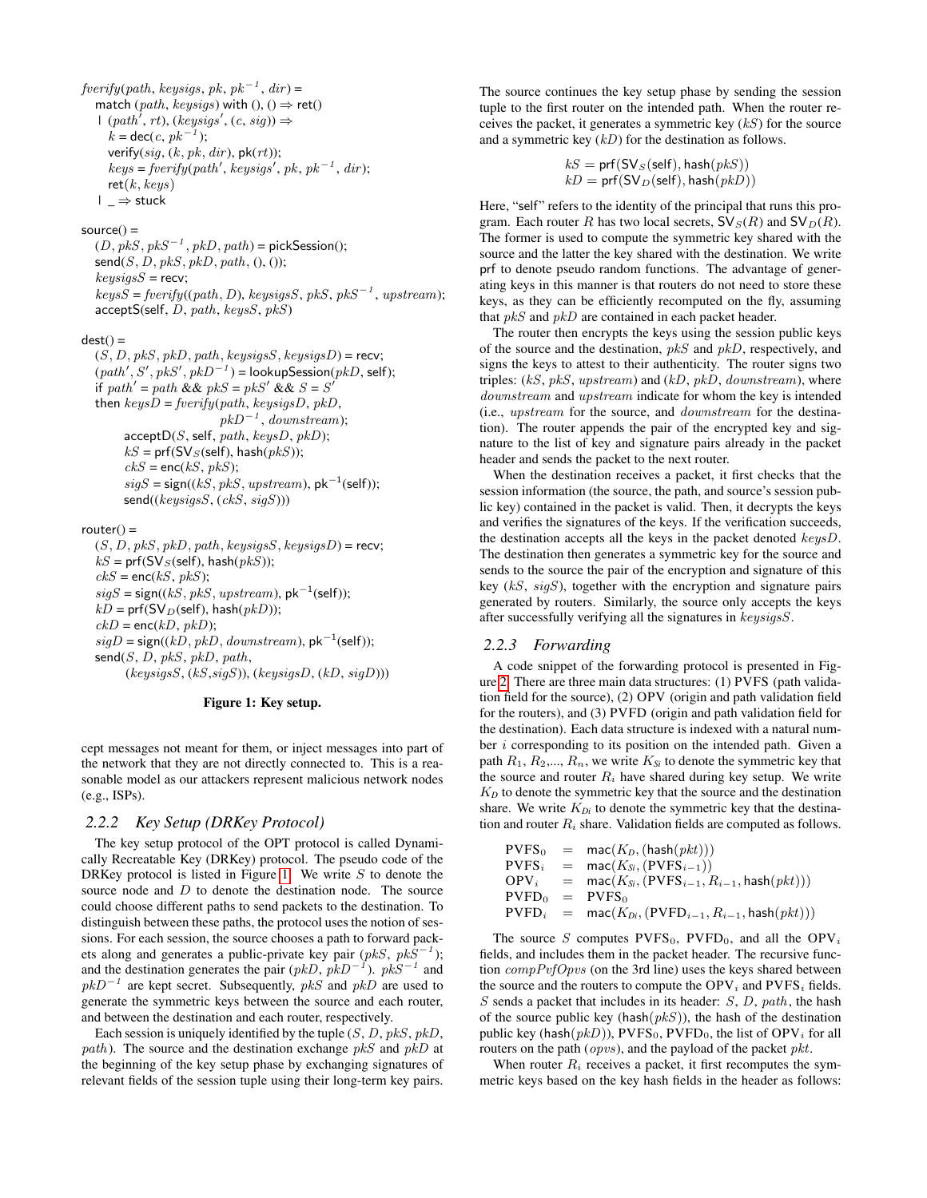```
fverify(path, keysigs, pk, pk^{-1}, dir) =
  match (path, keysigs) with (), () ⇒ ret()
  | (path', rt), (keysigs', (c, sig)) ⇒
    k = dec(c, pk^{-1});
    verify(sig, (k, pk, dir), pk(rt));
    keys = fverify(path', keysigs', pk, pk^{-1}, dir);
    ret(k, keys)
  | _ ⇒ stuck

source() =
  (D, pkS, pkS^{-1}, pkD, path) = pickSession();
  send(S, D, pkS, pkD, path, (), ());
  keysigsS = recv;
  keysS = fverify((path, D), keysigsS, pkS, pkS^{-1}, upstream);
  acceptS(self, D, path, keysS, pkS)

dest() =
  (S, D, pkS, pkD, path, keysigsS, keysigsD) = recv;
  (path', S', pkS', pkD^{-1}) = lookupSession(pkD, self);
  if path' = path && pkS = pkS' && S = S'
  then keysD = fverify(path, keysigsD, pkD,
                       pkD^{-1}, downstream);
       acceptD(S, self, path, keysD, pkD);
       kS = prf(SV_S(self), hash(pkS));
       ckS = enc(kS, pkS);
       sigS = sign((kS, pkS, upstream), pk^{-1}(self));
       send((keysigsS, (ckS, sigS)))

router() =
  (S, D, pkS, pkD, path, keysigsS, keysigsD) = recv;
  kS = prf(SV_S(self), hash(pkS));
  ckS = enc(kS, pkS);
  sigS = sign((kS, pkS, upstream), pk^{-1}(self));
  kD = prf(SV_D(self), hash(pkD));
  ckD = enc(kD, pkD);
  sigD = sign((kD, pkD, downstream), pk^{-1}(self));
  send(S, D, pkS, pkD, path,
       (keysigsS, (kS,sigS)), (keysigsD, (kD, sigD)))
```

**Figure 1: Key setup.**

cept messages not meant for them, or inject messages into part of the network that they are not directly connected to. This is a reasonable model as our attackers represent malicious network nodes (e.g., ISPs).

### 2.2.2 Key Setup (DRKey Protocol)

The key setup protocol of the OPT protocol is called Dynamically Recreatable Key (DRKey) protocol. The pseudo code of the DRKey protocol is listed in Figure 1. We write $S$ to denote the source node and $D$ to denote the destination node. The source could choose different paths to send packets to the destination. To distinguish between these paths, the protocol uses the notion of sessions. For each session, the source chooses a path to forward packets along and generates a public-private key pair ($pkS$, $pkS^{-1}$); and the destination generates the pair ($pkD$, $pkD^{-1}$). $pkS^{-1}$ and $pkD^{-1}$ are kept secret. Subsequently, $pkS$ and $pkD$ are used to generate the symmetric keys between the source and each router, and between the destination and each router, respectively.

Each session is uniquely identified by the tuple ($S$, $D$, $pkS$, $pkD$, $path$). The source and the destination exchange $pkS$ and $pkD$ at the beginning of the key setup phase by exchanging signatures of relevant fields of the session tuple using their long-term key pairs.

The source continues the key setup phase by sending the session tuple to the first router on the intended path. When the router receives the packet, it generates a symmetric key ($kS$) for the source and a symmetric key ($kD$) for the destination as follows.

$$kS = \mathsf{prf}(\mathsf{SV}_S(\mathsf{self}), \mathsf{hash}(pkS))$$
$$kD = \mathsf{prf}(\mathsf{SV}_D(\mathsf{self}), \mathsf{hash}(pkD))$$

Here, "self" refers to the identity of the principal that runs this program. Each router $R$ has two local secrets, $\mathsf{SV}_S(R)$ and $\mathsf{SV}_D(R)$. The former is used to compute the symmetric key shared with the source and the latter the key shared with the destination. We write prf to denote pseudo random functions. The advantage of generating keys in this manner is that routers do not need to store these keys, as they can be efficiently recomputed on the fly, assuming that $pkS$ and $pkD$ are contained in each packet header.

The router then encrypts the keys using the session public keys of the source and the destination, $pkS$ and $pkD$, respectively, and signs the keys to attest to their authenticity. The router signs two triples: ($kS$, $pkS$, $upstream$) and ($kD$, $pkD$, $downstream$), where $downstream$ and $upstream$ indicate for whom the key is intended (i.e., $upstream$ for the source, and $downstream$ for the destination). The router appends the pair of the encrypted key and signature to the list of key and signature pairs already in the packet header and sends the packet to the next router.

When the destination receives a packet, it first checks that the session information (the source, the path, and source's session public key) contained in the packet is valid. Then, it decrypts the keys and verifies the signatures of the keys. If the verification succeeds, the destination accepts all the keys in the packet denoted $keysD$. The destination then generates a symmetric key for the source and sends to the source the pair of the encryption and signature of this key ($kS$, $sigS$), together with the encryption and signature pairs generated by routers. Similarly, the source only accepts the keys after successfully verifying all the signatures in $keysigsS$.

### 2.2.3 Forwarding

A code snippet of the forwarding protocol is presented in Figure 2. There are three main data structures: (1) PVFS (path validation field for the source), (2) OPV (origin and path validation field for the routers), and (3) PVFD (origin and path validation field for the destination). Each data structure is indexed with a natural number $i$ corresponding to its position on the intended path. Given a path $R_1$, $R_2$,..., $R_n$, we write $K_{Si}$ to denote the symmetric key that the source and router $R_i$ have shared during key setup. We write $K_D$ to denote the symmetric key that the source and the destination share. We write $K_{Di}$ to denote the symmetric key that the destination and router $R_i$ share. Validation fields are computed as follows.

$$
\begin{aligned}
\mathrm{PVFS}_0 &= \mathsf{mac}(K_D, (\mathsf{hash}(pkt))) \\
\mathrm{PVFS}_i &= \mathsf{mac}(K_{Si}, (\mathrm{PVFS}_{i-1})) \\
\mathrm{OPV}_i &= \mathsf{mac}(K_{Si}, (\mathrm{PVFS}_{i-1}, R_{i-1}, \mathsf{hash}(pkt))) \\
\mathrm{PVFD}_0 &= \mathrm{PVFS}_0 \\
\mathrm{PVFD}_i &= \mathsf{mac}(K_{Di}, (\mathrm{PVFD}_{i-1}, R_{i-1}, \mathsf{hash}(pkt)))
\end{aligned}
$$

The source $S$ computes $\mathrm{PVFS}_0$, $\mathrm{PVFD}_0$, and all the $\mathrm{OPV}_i$ fields, and includes them in the packet header. The recursive function $compPvfOpvs$ (on the 3rd line) uses the keys shared between the source and the routers to compute the $\mathrm{OPV}_i$ and $\mathrm{PVFS}_i$ fields. $S$ sends a packet that includes in its header: $S$, $D$, $path$, the hash of the source public key ($\mathsf{hash}(pkS)$), the hash of the destination public key ($\mathsf{hash}(pkD)$), $\mathrm{PVFS}_0$, $\mathrm{PVFD}_0$, the list of $\mathrm{OPV}_i$ for all routers on the path ($opvs$), and the payload of the packet $pkt$.

When router $R_i$ receives a packet, it first recomputes the symmetric keys based on the key hash fields in the header as follows: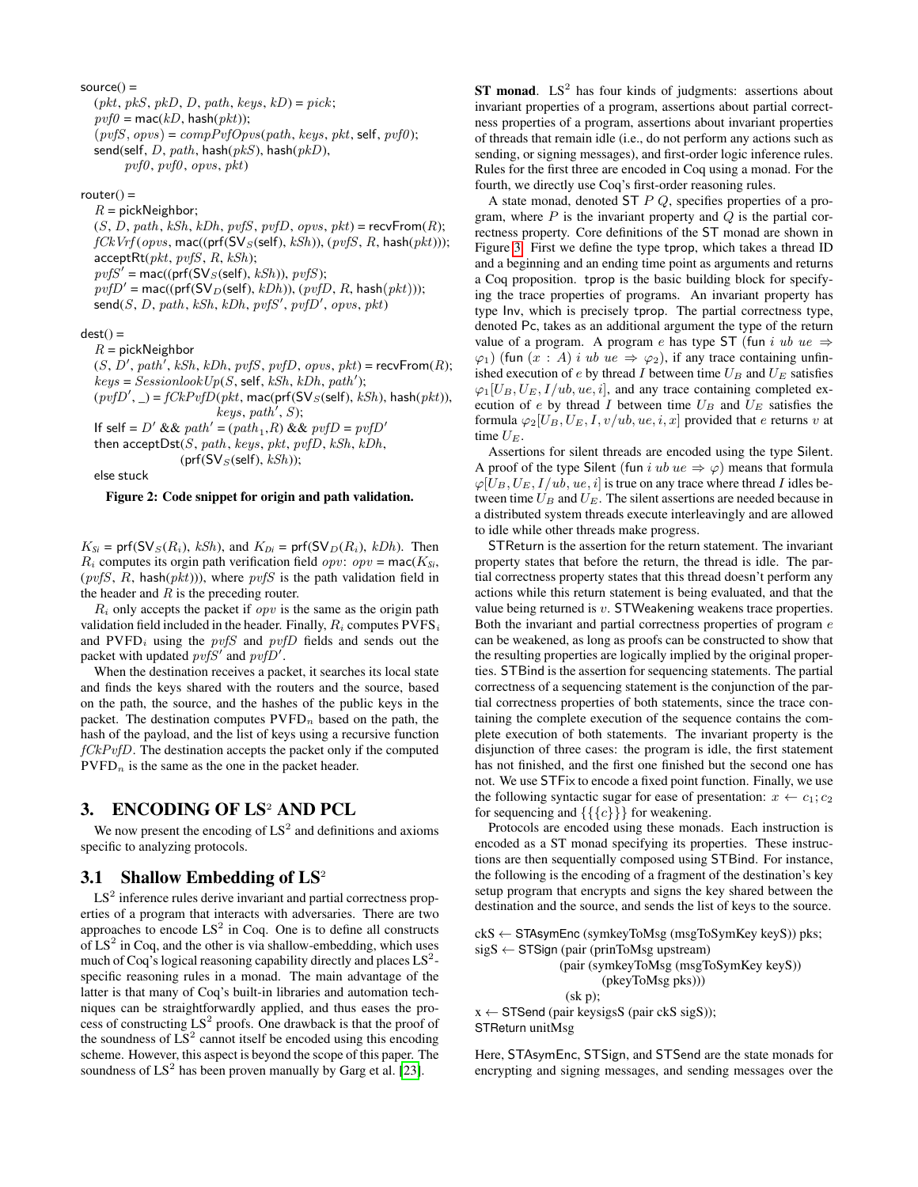```
source() =
  (pkt, pkS, pkD, D, path, keys, kD) = pick;
  pvf0 = mac(kD, hash(pkt));
  (pvfS, opvs) = compPvfOpvs(path, keys, pkt, self, pvf0);
  send(self, D, path, hash(pkS), hash(pkD),
       pvf0, pvf0, opvs, pkt)

router() =
  R = pickNeighbor;
  (S, D, path, kSh, kDh, pvfS, pvfD, opvs, pkt) = recvFrom(R);
  fCkVrf(opvs, mac((prf(SV_S(self), kSh)), (pvfS, R, hash(pkt)));
  acceptRt(pkt, pvfS, R, kSh);
  pvfS' = mac((prf(SV_S(self), kSh)), pvfS);
  pvfD' = mac((prf(SV_D(self), kDh)), (pvfD, R, hash(pkt)));
  send(S, D, path, kSh, kDh, pvfS', pvfD', opvs, pkt)

dest() =
  R = pickNeighbor
  (S, D', path', kSh, kDh, pvfS, pvfD, opvs, pkt) = recvFrom(R);
  keys = SessionlookUp(S, self, kSh, kDh, path');
  (pvfD', _) = fCkPvfD(pkt, mac(prf(SV_S(self), kSh), hash(pkt)),
                       keys, path', S);
  If self = D' && path' = (path_1,R) && pvfD = pvfD'
  then acceptDst(S, path, keys, pkt, pvfD, kSh, kDh,
                 (prf(SV_S(self), kSh));
  else stuck
```

**Figure 2: Code snippet for origin and path validation.**

$K_{Si}$ = prf(SV$_S$($R_i$), $kSh$), and $K_{Di}$ = prf(SV$_D$($R_i$), $kDh$). Then $R_i$ computes its orgin path verification field $opv$: $opv$ = mac($K_{Si}$, ($pvfS$, $R$, hash($pkt$))), where $pvfS$ is the path validation field in the header and $R$ is the preceding router.

$R_i$ only accepts the packet if $opv$ is the same as the origin path validation field included in the header. Finally, $R_i$ computes PVFS$_i$ and PVFD$_i$ using the $pvfS$ and $pvfD$ fields and sends out the packet with updated $pvfS'$ and $pvfD'$.

When the destination receives a packet, it searches its local state and finds the keys shared with the routers and the source, based on the path, the source, and the hashes of the public keys in the packet. The destination computes PVFD$_n$ based on the path, the hash of the payload, and the list of keys using a recursive function $fCkPvfD$. The destination accepts the packet only if the computed PVFD$_n$ is the same as the one in the packet header.

# 3. ENCODING OF LS$^2$ AND PCL

We now present the encoding of LS$^2$ and definitions and axioms specific to analyzing protocols.

## 3.1 Shallow Embedding of LS$^2$

LS$^2$ inference rules derive invariant and partial correctness properties of a program that interacts with adversaries. There are two approaches to encode LS$^2$ in Coq. One is to define all constructs of LS$^2$ in Coq, and the other is via shallow-embedding, which uses much of Coq's logical reasoning capability directly and places LS$^2$-specific reasoning rules in a monad. The main advantage of the latter is that many of Coq's built-in libraries and automation techniques can be straightforwardly applied, and thus eases the process of constructing LS$^2$ proofs. One drawback is that the proof of the soundness of LS$^2$ cannot itself be encoded using this encoding scheme. However, this aspect is beyond the scope of this paper. The soundness of LS$^2$ has been proven manually by Garg et al. [23].

**ST monad**. LS$^2$ has four kinds of judgments: assertions about invariant properties of a program, assertions about partial correctness properties of a program, assertions about invariant properties of threads that remain idle (i.e., do not perform any actions such as sending, or signing messages), and first-order logic inference rules. Rules for the first three are encoded in Coq using a monad. For the fourth, we directly use Coq's first-order reasoning rules.

A state monad, denoted ST $P$ $Q$, specifies properties of a program, where $P$ is the invariant property and $Q$ is the partial correctness property. Core definitions of the ST monad are shown in Figure 3. First we define the type tprop, which takes a thread ID and a beginning and an ending time point as arguments and returns a Coq proposition. tprop is the basic building block for specifying the trace properties of programs. An invariant property has type Inv, which is precisely tprop. The partial correctness type, denoted Pc, takes as an additional argument the type of the return value of a program. A program $e$ has type ST (fun $i$ $ub$ $ue$ $\Rightarrow$ $\varphi_1$) (fun ($x$ : $A$) $i$ $ub$ $ue$ $\Rightarrow$ $\varphi_2$), if any trace containing unfinished execution of $e$ by thread $I$ between time $U_B$ and $U_E$ satisfies $\varphi_1[U_B, U_E, I/ub, ue, i]$, and any trace containing completed execution of $e$ by thread $I$ between time $U_B$ and $U_E$ satisfies the formula $\varphi_2[U_B, U_E, I, v/ub, ue, i, x]$ provided that $e$ returns $v$ at time $U_E$.

Assertions for silent threads are encoded using the type Silent. A proof of the type Silent (fun $i$ $ub$ $ue$ $\Rightarrow$ $\varphi$) means that formula $\varphi[U_B, U_E, I/ub, ue, i]$ is true on any trace where thread $I$ idles between time $U_B$ and $U_E$. The silent assertions are needed because in a distributed system threads execute interleavingly and are allowed to idle while other threads make progress.

STReturn is the assertion for the return statement. The invariant property states that before the return, the thread is idle. The partial correctness property states that this thread doesn't perform any actions while this return statement is being evaluated, and that the value being returned is $v$. STWeakening weakens trace properties. Both the invariant and partial correctness properties of program $e$ can be weakened, as long as proofs can be constructed to show that the resulting properties are logically implied by the original properties. STBind is the assertion for sequencing statements. The partial correctness of a sequencing statement is the conjunction of the partial correctness properties of both statements, since the trace containing the complete execution of the sequence contains the complete execution of both statements. The invariant property is the disjunction of three cases: the program is idle, the first statement has not finished, and the first one finished but the second one has not. We use STFix to encode a fixed point function. Finally, we use the following syntactic sugar for ease of presentation: $x \leftarrow c_1; c_2$ for sequencing and $\{\{\{c\}\}\}$ for weakening.

Protocols are encoded using these monads. Each instruction is encoded as a ST monad specifying its properties. These instructions are then sequentially composed using STBind. For instance, the following is the encoding of a fragment of the destination's key setup program that encrypts and signs the key shared between the destination and the source, and sends the list of keys to the source.

```
ckS ← STAsymEnc (symkeyToMsg (msgToSymKey keyS)) pks;
sigS ← STSign (pair (prinToMsg upstream)
              (pair (symkeyToMsg (msgToSymKey keyS))
                    (pkeyToMsg pks)))
               (sk p);
x ← STSend (pair keysigsS (pair ckS sigS));
STReturn unitMsg
```

Here, STAsymEnc, STSign, and STSend are the state monads for encrypting and signing messages, and sending messages over the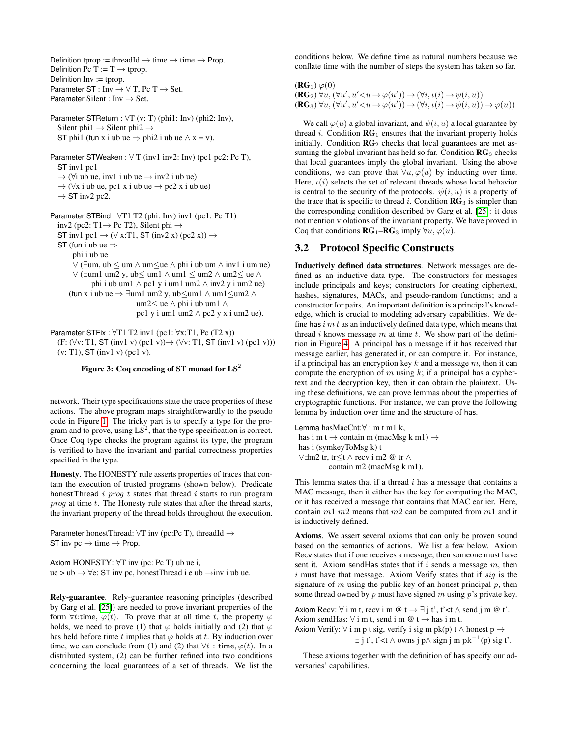```
Definition tprop := threadId → time → time → Prop.
Definition Pc T := T → tprop.
Definition Inv := tprop.
Parameter ST : Inv → ∀ T, Pc T → Set.
Parameter Silent : Inv → Set.

Parameter STReturn : ∀T (v: T) (phi1: Inv) (phi2: Inv),
  Silent phi1 → Silent phi2 →
  ST phi1 (fun x i ub ue ⇒ phi2 i ub ue ∧ x = v).

Parameter STWeaken : ∀ T (inv1 inv2: Inv) (pc1 pc2: Pc T),
  ST inv1 pc1
  → (∀i ub ue, inv1 i ub ue → inv2 i ub ue)
  → (∀x i ub ue, pc1 x i ub ue → pc2 x i ub ue)
  → ST inv2 pc2.

Parameter STBind : ∀T1 T2 (phi: Inv) inv1 (pc1: Pc T1)
  inv2 (pc2: T1→ Pc T2), Silent phi →
  ST inv1 pc1 → (∀ x:T1, ST (inv2 x) (pc2 x)) →
  ST (fun i ub ue ⇒
       phi i ub ue
       ∨ (∃um, ub ≤ um ∧ um≤ue ∧ phi i ub um ∧ inv1 i um ue)
       ∨ (∃um1 um2 y, ub≤ um1 ∧ um1 ≤ um2 ∧ um2≤ ue ∧
            phi i ub um1 ∧ pc1 y i um1 um2 ∧ inv2 y i um2 ue)
     (fun x i ub ue ⇒ ∃um1 um2 y, ub≤um1 ∧ um1≤um2 ∧
                         um2≤ ue ∧ phi i ub um1 ∧
                         pc1 y i um1 um2 ∧ pc2 y x i um2 ue).

Parameter STFix : ∀T1 T2 inv1 (pc1: ∀x:T1, Pc (T2 x))
  (F: (∀v: T1, ST (inv1 v) (pc1 v))→ (∀v: T1, ST (inv1 v) (pc1 v)))
  (v: T1), ST (inv1 v) (pc1 v).
```

**Figure 3: Coq encoding of ST monad for LS$^2$**

network. Their type specifications state the trace properties of these actions. The above program maps straightforwardly to the pseudo code in Figure 1. The tricky part is to specify a type for the program and to prove, using LS$^2$, that the type specification is correct. Once Coq type checks the program against its type, the program is verified to have the invariant and partial correctness properties specified in the type.

**Honesty**. The HONESTY rule asserts properties of traces that contain the execution of trusted programs (shown below). Predicate honestThread $i$ $prog$ $t$ states that thread $i$ starts to run program $prog$ at time $t$. The Honesty rule states that after the thread starts, the invariant property of the thread holds throughout the execution.

```
Parameter honestThread: ∀T inv (pc:Pc T), threadId →
ST inv pc → time → Prop.

Axiom HONESTY: ∀T inv (pc: Pc T) ub ue i,
ue > ub → ∀e: ST inv pc, honestThread i e ub →inv i ub ue.
```

**Rely-guarantee**. Rely-guarantee reasoning principles (described by Garg et al. [25]) are needed to prove invariant properties of the form $\forall t$:time, $\varphi(t)$. To prove that at all time $t$, the property $\varphi$ holds, we need to prove (1) that $\varphi$ holds initially and (2) that $\varphi$ has held before time $t$ implies that $\varphi$ holds at $t$. By induction over time, we can conclude from (1) and (2) that $\forall t$ : time, $\varphi(t)$. In a distributed system, (2) can be further refined into two conditions concerning the local guarantees of a set of threads. We list the conditions below. We define time as natural numbers because we conflate time with the number of steps the system has taken so far.

$(\mathbf{RG}_1)$ $\varphi(0)$
$(\mathbf{RG}_2)$ $\forall u, (\forall u', u'<u \rightarrow \varphi(u')) \rightarrow (\forall i, \iota(i) \rightarrow \psi(i,u))$
$(\mathbf{RG}_3)$ $\forall u, (\forall u', u'<u \rightarrow \varphi(u')) \rightarrow (\forall i, \iota(i) \rightarrow \psi(i,u)) \rightarrow \varphi(u))$

We call $\varphi(u)$ a global invariant, and $\psi(i,u)$ a local guarantee by thread $i$. Condition $\mathbf{RG}_1$ ensures that the invariant property holds initially. Condition $\mathbf{RG}_2$ checks that local guarantees are met assuming the global invariant has held so far. Condition $\mathbf{RG}_3$ checks that local guarantees imply the global invariant. Using the above conditions, we can prove that $\forall u, \varphi(u)$ by inducting over time. Here, $\iota(i)$ selects the set of relevant threads whose local behavior is central to the security of the protocols. $\psi(i,u)$ is a property of the trace that is specific to thread $i$. Condition $\mathbf{RG}_3$ is simpler than the corresponding condition described by Garg et al. [25]: it does not mention violations of the invariant property. We have proved in Coq that conditions $\mathbf{RG}_1$–$\mathbf{RG}_3$ imply $\forall u, \varphi(u)$.

## 3.2 Protocol Specific Constructs

**Inductively defined data structures**. Network messages are defined as an inductive data type. The constructors for messages include principals and keys; constructors for creating ciphertext, hashes, signatures, MACs, and pseudo-random functions; and a constructor for pairs. An important definition is a principal's knowledge, which is crucial to modeling adversary capabilities. We define has $i$ $m$ $t$ as an inductively defined data type, which means that thread $i$ knows message $m$ at time $t$. We show part of the definition in Figure 4. A principal has a message if it has received that message earlier, has generated it, or can compute it. For instance, if a principal has an encryption key $k$ and a message $m$, then it can compute the encryption of $m$ using $k$; if a principal has a cyphertext and the decryption key, then it can obtain the plaintext. Using these definitions, we can prove lemmas about the properties of cryptographic functions. For instance, we can prove the following lemma by induction over time and the structure of has.

```
Lemma hasMacCnt:∀ i m t m1 k,
 has i m t → contain m (macMsg k m1) →
 has i (symkeyToMsg k) t
 ∨∃m2 tr, tr≤t ∧ recv i m2 @ tr ∧
          contain m2 (macMsg k m1).
```

This lemma states that if a thread $i$ has a message that contains a MAC message, then it either has the key for computing the MAC, or it has received a message that contains that MAC earlier. Here, contain $m1$ $m2$ means that $m2$ can be computed from $m1$ and it is inductively defined.

**Axioms**. We assert several axioms that can only be proven sound based on the semantics of actions. We list a few below. Axiom Recv states that if one receives a message, then someone must have sent it. Axiom sendHas states that if $i$ sends a message $m$, then $i$ must have that message. Axiom Verify states that if $sig$ is the signature of $m$ using the public key of an honest principal $p$, then some thread owned by $p$ must have signed $m$ using $p$'s private key.

```
Axiom Recv: ∀ i m t, recv i m @ t → ∃ j t', t'<t ∧ send j m @ t'.
Axiom sendHas: ∀ i m t, send i m @ t → has i m t.
Axiom Verify: ∀ i m p t sig, verify i sig m pk(p) t ∧ honest p →
                ∃ j t', t'<t ∧ owns j p∧ sign j m pk⁻¹(p) sig t'.
```

These axioms together with the definition of has specify our adversaries' capabilities.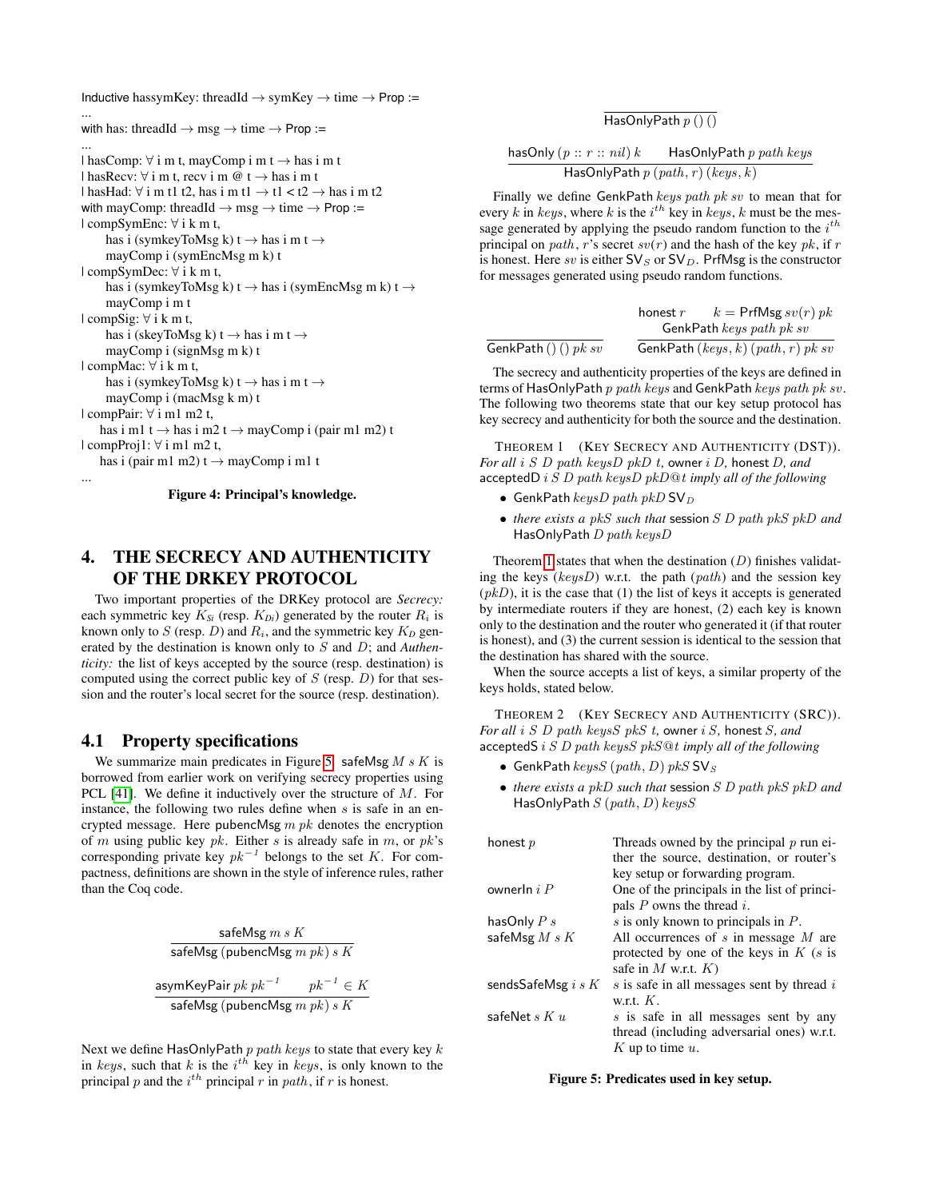```
Inductive hassymKey: threadId → symKey → time → Prop :=
...
with has: threadId → msg → time → Prop :=
...
| hasComp: ∀ i m t, mayComp i m t → has i m t
| hasRecv: ∀ i m t, recv i m @ t → has i m t
| hasHad: ∀ i m t1 t2, has i m t1 → t1 < t2 → has i m t2
with mayComp: threadId → msg → time → Prop :=
| compSymEnc: ∀ i k m t,
    has i (symkeyToMsg k) t → has i m t →
    mayComp i (symEncMsg m k) t
| compSymDec: ∀ i k m t,
    has i (symkeyToMsg k) t → has i (symEncMsg m k) t →
    mayComp i m t
| compSig: ∀ i k m t,
    has i (skeyToMsg k) t → has i m t →
    mayComp i (signMsg m k) t
| compMac: ∀ i k m t,
    has i (symkeyToMsg k) t → has i m t →
    mayComp i (macMsg k m) t
| compPair: ∀ i m1 m2 t,
   has i m1 t → has i m2 t → mayComp i (pair m1 m2) t
| compProj1: ∀ i m1 m2 t,
   has i (pair m1 m2) t → mayComp i m1 t
...
```

**Figure 4: Principal's knowledge.**

# 4. THE SECRECY AND AUTHENTICITY OF THE DRKEY PROTOCOL

Two important properties of the DRKey protocol are *Secrecy:* each symmetric key $K_{Si}$ (resp. $K_{Di}$) generated by the router $R_i$ is known only to $S$ (resp. $D$) and $R_i$, and the symmetric key $K_D$ generated by the destination is known only to $S$ and $D$; and *Authenticity:* the list of keys accepted by the source (resp. destination) is computed using the correct public key of $S$ (resp. $D$) for that session and the router's local secret for the source (resp. destination).

## 4.1 Property specifications

We summarize main predicates in Figure 5. safeMsg $M\ s\ K$ is borrowed from earlier work on verifying secrecy properties using PCL [41]. We define it inductively over the structure of $M$. For instance, the following two rules define when $s$ is safe in an encrypted message. Here pubencMsg $m\ pk$ denotes the encryption of $m$ using public key $pk$. Either $s$ is already safe in $m$, or $pk$'s corresponding private key $pk^{-1}$ belongs to the set $K$. For compactness, definitions are shown in the style of inference rules, rather than the Coq code.

$$\frac{\mathsf{safeMsg}\ m\ s\ K}{\mathsf{safeMsg}\ (\mathsf{pubencMsg}\ m\ pk)\ s\ K}$$

$$\frac{\mathsf{asymKeyPair}\ pk\ pk^{-1} \qquad pk^{-1} \in K}{\mathsf{safeMsg}\ (\mathsf{pubencMsg}\ m\ pk)\ s\ K}$$

Next we define HasOnlyPath $p\ path\ keys$ to state that every key $k$ in $keys$, such that $k$ is the $i^{th}$ key in $keys$, is only known to the principal $p$ and the $i^{th}$ principal $r$ in $path$, if $r$ is honest.

$$\frac{}{\mathsf{HasOnlyPath}\ p\ ()\ ()}$$

$$\frac{\mathsf{hasOnly}\ (p :: r :: nil)\ k \qquad \mathsf{HasOnlyPath}\ p\ path\ keys}{\mathsf{HasOnlyPath}\ p\ (path, r)\ (keys, k)}$$

Finally we define GenkPath $keys\ path\ pk\ sv$ to mean that for every $k$ in $keys$, where $k$ is the $i^{th}$ key in $keys$, $k$ must be the message generated by applying the pseudo random function to the $i^{th}$ principal on $path$, $r$'s secret $sv(r)$ and the hash of the key $pk$, if $r$ is honest. Here $sv$ is either $\mathsf{SV}_S$ or $\mathsf{SV}_D$. PrfMsg is the constructor for messages generated using pseudo random functions.

$$\frac{}{\mathsf{GenkPath}\ ()\ ()\ pk\ sv} \qquad \frac{\mathsf{honest}\ r \qquad k = \mathsf{PrfMsg}\ sv(r)\ pk \quad \mathsf{GenkPath}\ keys\ path\ pk\ sv}{\mathsf{GenkPath}\ (keys, k)\ (path, r)\ pk\ sv}$$

The secrecy and authenticity properties of the keys are defined in terms of HasOnlyPath $p\ path\ keys$ and GenkPath $keys\ path\ pk\ sv$. The following two theorems state that our key setup protocol has key secrecy and authenticity for both the source and the destination.

THEOREM 1 (KEY SECRECY AND AUTHENTICITY (DST)). *For all $i\ S\ D\ path\ keysD\ pkD\ t$,* owner $i\ D$, honest $D$, *and* acceptedD $i\ S\ D\ path\ keysD\ pkD@t$ *imply all of the following*

- GenkPath $keysD\ path\ pkD\ \mathsf{SV}_D$
- *there exists a $pkS$ such that* session $S\ D\ path\ pkS\ pkD$ *and* HasOnlyPath $D\ path\ keysD$

Theorem 1 states that when the destination ($D$) finishes validating the keys ($keysD$) w.r.t. the path ($path$) and the session key ($pkD$), it is the case that (1) the list of keys it accepts is generated by intermediate routers if they are honest, (2) each key is known only to the destination and the router who generated it (if that router is honest), and (3) the current session is identical to the session that the destination has shared with the source.

When the source accepts a list of keys, a similar property of the keys holds, stated below.

THEOREM 2 (KEY SECRECY AND AUTHENTICITY (SRC)). *For all $i\ S\ D\ path\ keysS\ pkS\ t$,* owner $i\ S$, honest $S$, *and* acceptedS $i\ S\ D\ path\ keysS\ pkS@t$ *imply all of the following*

- GenkPath $keysS\ (path, D)\ pkS\ \mathsf{SV}_S$
- *there exists a $pkD$ such that* session $S\ D\ path\ pkS\ pkD$ *and* HasOnlyPath $S\ (path, D)\ keysS$

| | |
|---|---|
| honest $p$ | Threads owned by the principal $p$ run either the source, destination, or router's key setup or forwarding program. |
| ownerIn $i\ P$ | One of the principals in the list of principals $P$ owns the thread $i$. |
| hasOnly $P\ s$ | $s$ is only known to principals in $P$. |
| safeMsg $M\ s\ K$ | All occurrences of $s$ in message $M$ are protected by one of the keys in $K$ ($s$ is safe in $M$ w.r.t. $K$) |
| sendsSafeMsg $i\ s\ K$ | $s$ is safe in all messages sent by thread $i$ w.r.t. $K$. |
| safeNet $s\ K\ u$ | $s$ is safe in all messages sent by any thread (including adversarial ones) w.r.t. $K$ up to time $u$. |

**Figure 5: Predicates used in key setup.**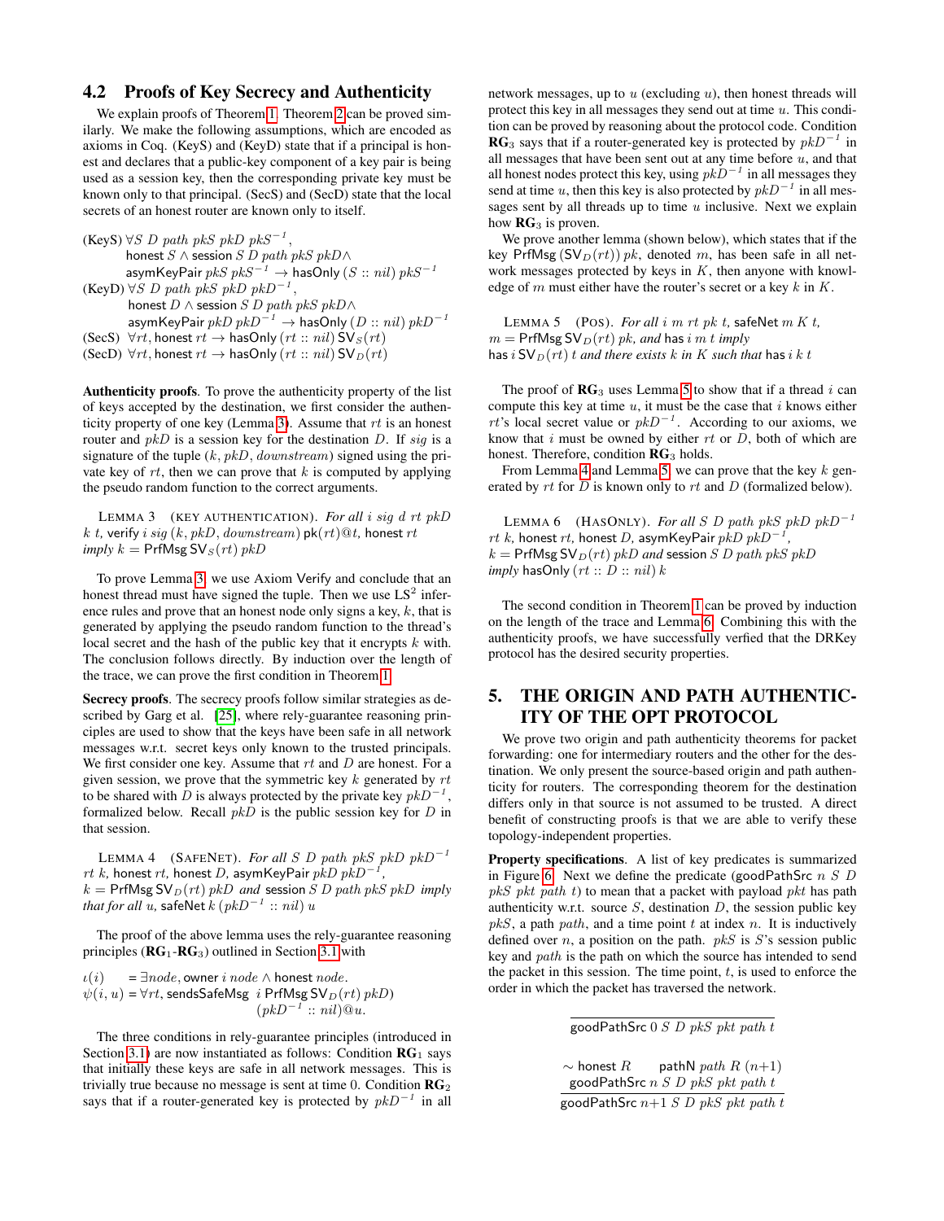### 4.2 Proofs of Key Secrecy and Authenticity

We explain proofs of Theorem 1. Theorem 2 can be proved similarly. We make the following assumptions, which are encoded as axioms in Coq. (KeyS) and (KeyD) state that if a principal is honest and declares that a public-key component of a key pair is being used as a session key, then the corresponding private key must be known only to that principal. (SecS) and (SecD) state that the local secrets of an honest router are known only to itself.

(KeyS) $\forall S\ D\ path\ pkS\ pkD\ pkS^{-1}$,
  $\mathsf{honest}\ S \wedge \mathsf{session}\ S\ D\ path\ pkS\ pkD \wedge$
  $\mathsf{asymKeyPair}\ pkS\ pkS^{-1} \rightarrow \mathsf{hasOnly}\ (S :: nil)\ pkS^{-1}$

(KeyD) $\forall S\ D\ path\ pkS\ pkD\ pkD^{-1}$,
  $\mathsf{honest}\ D \wedge \mathsf{session}\ S\ D\ path\ pkS\ pkD \wedge$
  $\mathsf{asymKeyPair}\ pkD\ pkD^{-1} \rightarrow \mathsf{hasOnly}\ (D :: nil)\ pkD^{-1}$

(SecS) $\forall rt, \mathsf{honest}\ rt \rightarrow \mathsf{hasOnly}\ (rt :: nil)\ \mathsf{SV}_S(rt)$

(SecD) $\forall rt, \mathsf{honest}\ rt \rightarrow \mathsf{hasOnly}\ (rt :: nil)\ \mathsf{SV}_D(rt)$

**Authenticity proofs**. To prove the authenticity property of the list of keys accepted by the destination, we first consider the authenticity property of one key (Lemma 3). Assume that $rt$ is an honest router and $pkD$ is a session key for the destination $D$. If $sig$ is a signature of the tuple $(k, pkD, downstream)$ signed using the private key of $rt$, then we can prove that $k$ is computed by applying the pseudo random function to the correct arguments.

LEMMA 3 (KEY AUTHENTICATION). *For all* $i\ sig\ d\ rt\ pkD\ k\ t$, $\mathsf{verify}\ i\ sig\ (k, pkD, downstream)\ \mathsf{pk}(rt)@t$, $\mathsf{honest}\ rt$ *imply* $k = \mathsf{PrfMsg}\ \mathsf{SV}_S(rt)\ pkD$

To prove Lemma 3, we use Axiom Verify and conclude that an honest thread must have signed the tuple. Then we use $\text{LS}^2$ inference rules and prove that an honest node only signs a key, $k$, that is generated by applying the pseudo random function to the thread's local secret and the hash of the public key that it encrypts $k$ with. The conclusion follows directly. By induction over the length of the trace, we can prove the first condition in Theorem 1.

**Secrecy proofs**. The secrecy proofs follow similar strategies as described by Garg et al. [25], where rely-guarantee reasoning principles are used to show that the keys have been safe in all network messages w.r.t. secret keys only known to the trusted principals. We first consider one key. Assume that $rt$ and $D$ are honest. For a given session, we prove that the symmetric key $k$ generated by $rt$ to be shared with $D$ is always protected by the private key $pkD^{-1}$, formalized below. Recall $pkD$ is the public session key for $D$ in that session.

LEMMA 4 (SAFENET). *For all* $S\ D\ path\ pkS\ pkD\ pkD^{-1}\ rt\ k$, $\mathsf{honest}\ rt$, $\mathsf{honest}\ D$, $\mathsf{asymKeyPair}\ pkD\ pkD^{-1}$, $k = \mathsf{PrfMsg}\ \mathsf{SV}_D(rt)\ pkD$ *and* $\mathsf{session}\ S\ D\ path\ pkS\ pkD$ *imply that for all* $u$, $\mathsf{safeNet}\ k\ (pkD^{-1} :: nil)\ u$

The proof of the above lemma uses the rely-guarantee reasoning principles ($\mathbf{RG}_1$-$\mathbf{RG}_3$) outlined in Section 3.1 with

$$\iota(i) = \exists node, \mathsf{owner}\ i\ node \wedge \mathsf{honest}\ node.$$
$$\psi(i, u) = \forall rt, \mathsf{sendsSafeMsg}\ \ i\ \mathsf{PrfMsg}\ \mathsf{SV}_D(rt)\ pkD)\ (pkD^{-1} :: nil)@u.$$

The three conditions in rely-guarantee principles (introduced in Section 3.1) are now instantiated as follows: Condition $\mathbf{RG}_1$ says that initially these keys are safe in all network messages. This is trivially true because no message is sent at time 0. Condition $\mathbf{RG}_2$ says that if a router-generated key is protected by $pkD^{-1}$ in all network messages, up to $u$ (excluding $u$), then honest threads will protect this key in all messages they send out at time $u$. This condition can be proved by reasoning about the protocol code. Condition $\mathbf{RG}_3$ says that if a router-generated key is protected by $pkD^{-1}$ in all messages that have been sent out at any time before $u$, and that all honest nodes protect this key, using $pkD^{-1}$ in all messages they send at time $u$, then this key is also protected by $pkD^{-1}$ in all messages sent by all threads up to time $u$ inclusive. Next we explain how $\mathbf{RG}_3$ is proven.

We prove another lemma (shown below), which states that if the key $\mathsf{PrfMsg}\ (\mathsf{SV}_D(rt))\ pk$, denoted $m$, has been safe in all network messages protected by keys in $K$, then anyone with knowledge of $m$ must either have the router's secret or a key $k$ in $K$.

LEMMA 5 (POS). *For all* $i\ m\ rt\ pk\ t$, $\mathsf{safeNet}\ m\ K\ t$, $m = \mathsf{PrfMsg}\ \mathsf{SV}_D(rt)\ pk$, *and* $\mathsf{has}\ i\ m\ t$ *imply* $\mathsf{has}\ i\ \mathsf{SV}_D(rt)\ t$ *and there exists* $k$ *in* $K$ *such that* $\mathsf{has}\ i\ k\ t$

The proof of $\mathbf{RG}_3$ uses Lemma 5 to show that if a thread $i$ can compute this key at time $u$, it must be the case that $i$ knows either $rt$'s local secret value or $pkD^{-1}$. According to our axioms, we know that $i$ must be owned by either $rt$ or $D$, both of which are honest. Therefore, condition $\mathbf{RG}_3$ holds.

From Lemma 4 and Lemma 5, we can prove that the key $k$ generated by $rt$ for $D$ is known only to $rt$ and $D$ (formalized below).

LEMMA 6 (HASONLY). *For all* $S\ D\ path\ pkS\ pkD\ pkD^{-1}\ rt\ k$, $\mathsf{honest}\ rt$, $\mathsf{honest}\ D$, $\mathsf{asymKeyPair}\ pkD\ pkD^{-1}$, $k = \mathsf{PrfMsg}\ \mathsf{SV}_D(rt)\ pkD$ *and* $\mathsf{session}\ S\ D\ path\ pkS\ pkD$ *imply* $\mathsf{hasOnly}\ (rt :: D :: nil)\ k$

The second condition in Theorem 1 can be proved by induction on the length of the trace and Lemma 6. Combining this with the authenticity proofs, we have successfully verfied that the DRKey protocol has the desired security properties.

## 5. THE ORIGIN AND PATH AUTHENTICITY OF THE OPT PROTOCOL

We prove two origin and path authenticity theorems for packet forwarding: one for intermediary routers and the other for the destination. We only present the source-based origin and path authenticity for routers. The corresponding theorem for the destination differs only in that source is not assumed to be trusted. A direct benefit of constructing proofs is that we are able to verify these topology-independent properties.

**Property specifications**. A list of key predicates is summarized in Figure 6. Next we define the predicate ($\mathsf{goodPathSrc}\ n\ S\ D\ pkS\ pkt\ path\ t$) to mean that a packet with payload $pkt$ has path authenticity w.r.t. source $S$, destination $D$, the session public key $pkS$, a path $path$, and a time point $t$ at index $n$. It is inductively defined over $n$, a position on the path. $pkS$ is $S$'s session public key and $path$ is the path on which the source has intended to send the packet in this session. The time point, $t$, is used to enforce the order in which the packet has traversed the network.

$$\frac{}{\mathsf{goodPathSrc}\ 0\ S\ D\ pkS\ pkt\ path\ t}$$

$$\frac{\sim \mathsf{honest}\ R \qquad \mathsf{pathN}\ path\ R\ (n{+}1) \qquad \mathsf{goodPathSrc}\ n\ S\ D\ pkS\ pkt\ path\ t}{\mathsf{goodPathSrc}\ n{+}1\ S\ D\ pkS\ pkt\ path\ t}$$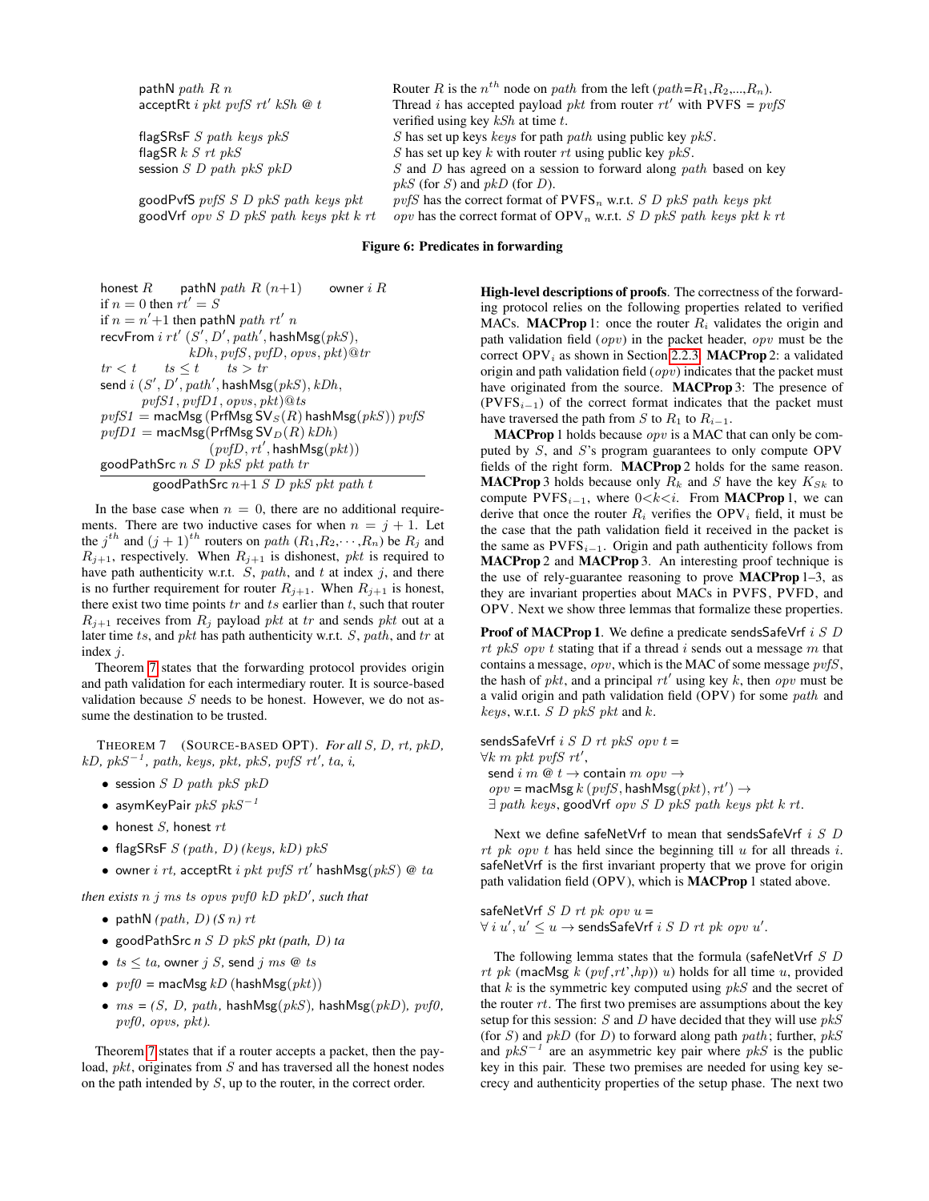| | |
|---|---|
| pathN $path$ $R$ $n$ | Router $R$ is the $n^{th}$ node on $path$ from the left ($path$=$R_1$,$R_2$,...,$R_n$). |
| acceptRt $i$ $pkt$ $pvfS$ $rt'$ $kSh$ @ $t$ | Thread $i$ has accepted payload $pkt$ from router $rt'$ with PVFS = $pvfS$ verified using key $kSh$ at time $t$. |
| flagSRsF $S$ $path$ $keys$ $pkS$ | $S$ has set up keys $keys$ for path $path$ using public key $pkS$. |
| flagSR $k$ $S$ $rt$ $pkS$ | $S$ has set up key $k$ with router $rt$ using public key $pkS$. |
| session $S$ $D$ $path$ $pkS$ $pkD$ | $S$ and $D$ has agreed on a session to forward along $path$ based on key $pkS$ (for $S$) and $pkD$ (for $D$). |
| goodPvfS $pvfS$ $S$ $D$ $pkS$ $path$ $keys$ $pkt$ | $pvfS$ has the correct format of PVFS$_n$ w.r.t. $S$ $D$ $pkS$ $path$ $keys$ $pkt$ |
| goodVrf $opv$ $S$ $D$ $pkS$ $path$ $keys$ $pkt$ $k$ $rt$ | $opv$ has the correct format of OPV$_n$ w.r.t. $S$ $D$ $pkS$ $path$ $keys$ $pkt$ $k$ $rt$ |

**Figure 6: Predicates in forwarding**

$$\frac{\begin{array}{l}\text{honest } R \quad \text{pathN } path\ R\ (n{+}1) \quad \text{owner } i\ R \\ \text{if } n = 0 \text{ then } rt' = S \\ \text{if } n = n'{+}1 \text{ then pathN } path\ rt'\ n \\ \text{recvFrom } i\ rt'\ (S', D', path', \text{hashMsg}(pkS), \\ \qquad kDh, pvfS, pvfD, opvs, pkt)@tr \\ tr < t \quad ts \le t \quad ts > tr \\ \text{send } i\ (S', D', path', \text{hashMsg}(pkS), kDh, \\ \qquad pvfS1, pvfD1, opvs, pkt)@ts \\ pvfS1 = \text{macMsg}\ (\text{PrfMsg SV}_S(R)\ \text{hashMsg}(pkS))\ pvfS \\ pvfD1 = \text{macMsg}(\text{PrfMsg SV}_D(R)\ kDh) \\ \qquad\qquad (pvfD, rt', \text{hashMsg}(pkt)) \\ \text{goodPathSrc } n\ S\ D\ pkS\ pkt\ path\ tr\end{array}}{\text{goodPathSrc } n{+}1\ S\ D\ pkS\ pkt\ path\ t}$$

In the base case when $n = 0$, there are no additional requirements. There are two inductive cases for when $n = j + 1$. Let the $j^{th}$ and $(j + 1)^{th}$ routers on $path$ ($R_1$,$R_2$,$\cdots$,$R_n$) be $R_j$ and $R_{j+1}$, respectively. When $R_{j+1}$ is dishonest, $pkt$ is required to have path authenticity w.r.t. $S$, $path$, and $t$ at index $j$, and there is no further requirement for router $R_{j+1}$. When $R_{j+1}$ is honest, there exist two time points $tr$ and $ts$ earlier than $t$, such that router $R_{j+1}$ receives from $R_j$ payload $pkt$ at $tr$ and sends $pkt$ out at a later time $ts$, and $pkt$ has path authenticity w.r.t. $S$, $path$, and $tr$ at index $j$.

Theorem 7 states that the forwarding protocol provides origin and path validation for each intermediary router. It is source-based validation because $S$ needs to be honest. However, we do not assume the destination to be trusted.

THEOREM 7 (SOURCE-BASED OPT). *For all S, D, rt, pkD, kD, $pkS^{-1}$, path, keys, pkt, pkS, pvfS rt', ta, i,*

- session $S$ $D$ $path$ $pkS$ $pkD$
- asymKeyPair $pkS$ $pkS^{-1}$
- honest $S$, honest $rt$
- flagSRsF $S$ *(path, D) (keys, kD)* $pkS$
- owner $i$ $rt$, acceptRt $i$ $pkt$ $pvfS$ $rt'$ hashMsg($pkS$) @ $ta$

*then exists n j ms ts opvs pvf0 kD pkD', such that*

- pathN *(path, D) (S n) rt*
- goodPathSrc *n S D pkS pkt (path, D) ta*
- $ts \le ta$, owner $j$ $S$, send $j$ $ms$ @ $ts$
- $pvf0$ = macMsg $kD$ (hashMsg($pkt$))
- $ms$ = *(S, D, path,* hashMsg($pkS$), hashMsg($pkD$), *pvf0, pvf0, opvs, pkt).*

Theorem 7 states that if a router accepts a packet, then the payload, $pkt$, originates from $S$ and has traversed all the honest nodes on the path intended by $S$, up to the router, in the correct order.

**High-level descriptions of proofs**. The correctness of the forwarding protocol relies on the following properties related to verified MACs. **MACProp** 1: once the router $R_i$ validates the origin and path validation field ($opv$) in the packet header, $opv$ must be the correct OPV$_i$ as shown in Section 2.2.3. **MACProp** 2: a validated origin and path validation field ($opv$) indicates that the packet must have originated from the source. **MACProp** 3: The presence of (PVFS$_{i-1}$) of the correct format indicates that the packet must have traversed the path from $S$ to $R_1$ to $R_{i-1}$.

**MACProp** 1 holds because $opv$ is a MAC that can only be computed by $S$, and $S$'s program guarantees to only compute OPV fields of the right form. **MACProp** 2 holds for the same reason. **MACProp** 3 holds because only $R_k$ and $S$ have the key $K_{Sk}$ to compute PVFS$_{i-1}$, where $0<k<i$. From **MACProp** 1, we can derive that once the router $R_i$ verifies the OPV$_i$ field, it must be the case that the path validation field it received in the packet is the same as PVFS$_{i-1}$. Origin and path authenticity follows from **MACProp** 2 and **MACProp** 3. An interesting proof technique is the use of rely-guarantee reasoning to prove **MACProp** 1–3, as they are invariant properties about MACs in PVFS, PVFD, and OPV. Next we show three lemmas that formalize these properties.

**Proof of MACProp 1**. We define a predicate sendsSafeVrf $i$ $S$ $D$ $rt$ $pkS$ $opv$ $t$ stating that if a thread $i$ sends out a message $m$ that contains a message, $opv$, which is the MAC of some message $pvfS$, the hash of $pkt$, and a principal $rt'$ using key $k$, then $opv$ must be a valid origin and path validation field (OPV) for some $path$ and $keys$, w.r.t. $S$ $D$ $pkS$ $pkt$ and $k$.

sendsSafeVrf $i$ $S$ $D$ $rt$ $pkS$ $opv$ $t$ =
$\forall k\ m\ pkt\ pvfS\ rt'$,
send $i$ $m$ @ $t \rightarrow$ contain $m$ $opv$ $\rightarrow$
$opv$ = macMsg $k$ ($pvfS$, hashMsg($pkt$), $rt'$) $\rightarrow$
$\exists$ $path$ $keys$, goodVrf $opv$ $S$ $D$ $pkS$ $path$ $keys$ $pkt$ $k$ $rt$.

Next we define safeNetVrf to mean that sendsSafeVrf $i$ $S$ $D$ $rt$ $pk$ $opv$ $t$ has held since the beginning till $u$ for all threads $i$. safeNetVrf is the first invariant property that we prove for origin path validation field (OPV), which is **MACProp** 1 stated above.

safeNetVrf $S$ $D$ $rt$ $pk$ $opv$ $u$ =
$\forall\ i\ u', u' \le u \rightarrow$ sendsSafeVrf $i$ $S$ $D$ $rt$ $pk$ $opv$ $u'$.

The following lemma states that the formula (safeNetVrf $S$ $D$ $rt$ $pk$ (macMsg $k$ ($pvf$,$rt$',$hp$)) $u$) holds for all time $u$, provided that $k$ is the symmetric key computed using $pkS$ and the secret of the router $rt$. The first two premises are assumptions about the key setup for this session: $S$ and $D$ have decided that they will use $pkS$ (for $S$) and $pkD$ (for $D$) to forward along path $path$; further, $pkS$ and $pkS^{-1}$ are an asymmetric key pair where $pkS$ is the public key in this pair. These two premises are needed for using key secrecy and authenticity properties of the setup phase. The next two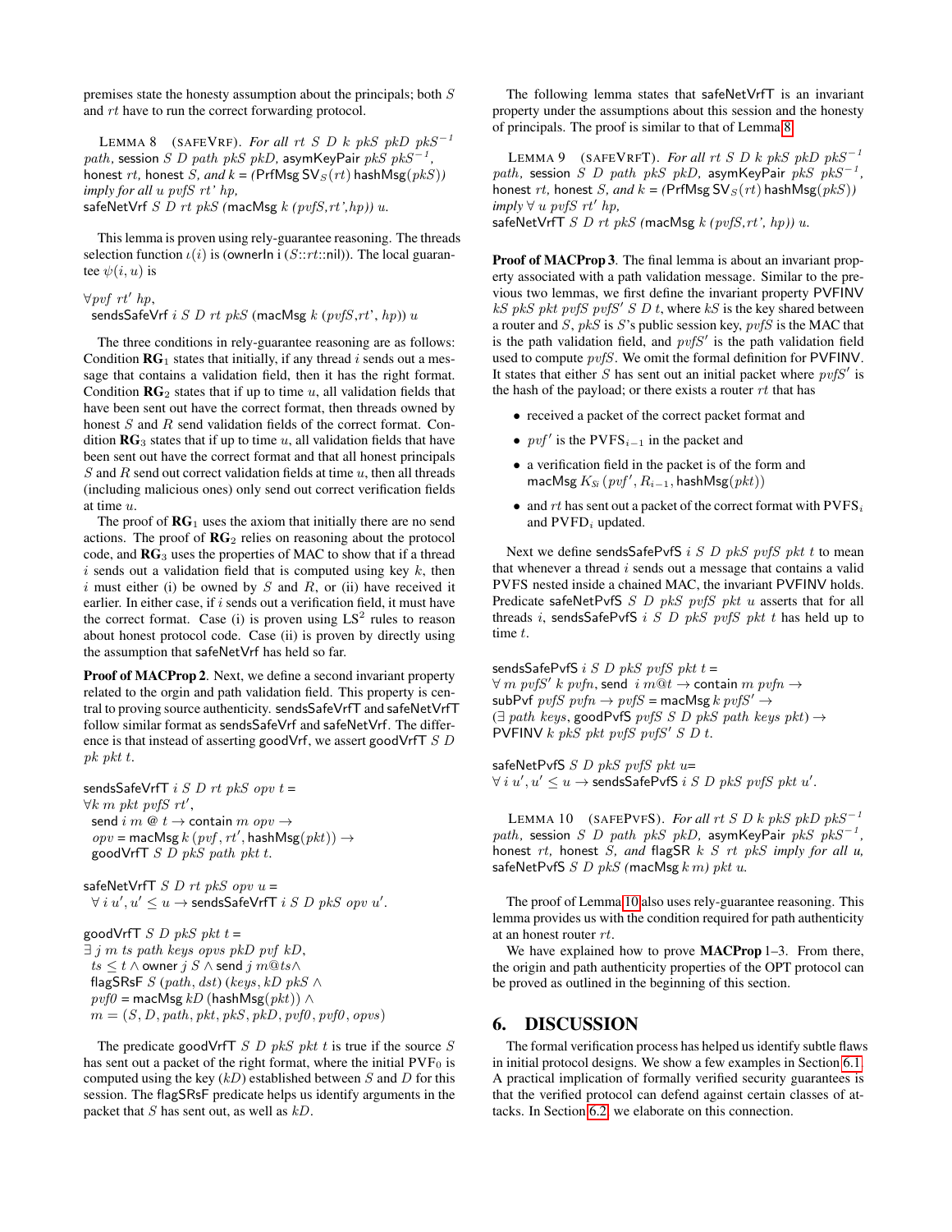premises state the honesty assumption about the principals; both $S$ and $rt$ have to run the correct forwarding protocol.

LEMMA 8 (SAFEVRF). *For all $rt$ $S$ $D$ $k$ $pkS$ $pkD$ $pkS^{-1}$ $path$,* session $S$ $D$ $path$ $pkS$ $pkD$*,* asymKeyPair $pkS$ $pkS^{-1}$*,* honest $rt$*,* honest $S$*, and* $k$ = (PrfMsg $\mathsf{SV}_S(rt)$ hashMsg$(pkS)$) *imply for all $u$ $pvfS$ $rt'$ $hp$,*
safeNetVrf $S$ $D$ $rt$ $pkS$ (macMsg $k$ $(pvfS, rt', hp)$) $u$.

This lemma is proven using rely-guarantee reasoning. The threads selection function $\iota(i)$ is (ownerIn i ($S$::$rt$::nil)). The local guarantee $\psi(i,u)$ is

$\forall pvf\ rt'\ hp,$
sendsSafeVrf $i$ $S$ $D$ $rt$ $pkS$ (macMsg $k$ $(pvfS, rt', hp)$) $u$

The three conditions in rely-guarantee reasoning are as follows: Condition $\mathbf{RG}_1$ states that initially, if any thread $i$ sends out a message that contains a validation field, then it has the right format. Condition $\mathbf{RG}_2$ states that if up to time $u$, all validation fields that have been sent out have the correct format, then threads owned by honest $S$ and $R$ send validation fields of the correct format. Condition $\mathbf{RG}_3$ states that if up to time $u$, all validation fields that have been sent out have the correct format and that all honest principals $S$ and $R$ send out correct validation fields at time $u$, then all threads (including malicious ones) only send out correct verification fields at time $u$.

The proof of $\mathbf{RG}_1$ uses the axiom that initially there are no send actions. The proof of $\mathbf{RG}_2$ relies on reasoning about the protocol code, and $\mathbf{RG}_3$ uses the properties of MAC to show that if a thread $i$ sends out a validation field that is computed using key $k$, then $i$ must either (i) be owned by $S$ and $R$, or (ii) have received it earlier. In either case, if $i$ sends out a verification field, it must have the correct format. Case (i) is proven using $\text{LS}^2$ rules to reason about honest protocol code. Case (ii) is proven by directly using the assumption that safeNetVrf has held so far.

**Proof of MACProp 2**. Next, we define a second invariant property related to the orgin and path validation field. This property is central to proving source authenticity. sendsSafeVrfT and safeNetVrfT follow similar format as sendsSafeVrf and safeNetVrf. The difference is that instead of asserting goodVrf, we assert goodVrfT $S$ $D$ $pk$ $pkt$ $t$.

sendsSafeVrfT $i$ $S$ $D$ $rt$ $pkS$ $opv$ $t$ =
$\forall k\ m\ pkt\ pvfS\ rt'$,
send $i$ $m$ @ $t$ $\rightarrow$ contain $m$ $opv$ $\rightarrow$
$opv$ = macMsg $k$ $(pvf, rt', \text{hashMsg}(pkt))$ $\rightarrow$
goodVrfT $S$ $D$ $pkS$ $path$ $pkt$ $t$.

safeNetVrfT $S$ $D$ $rt$ $pkS$ $opv$ $u$ =
$\forall\ i\ u', u' \leq u \rightarrow$ sendsSafeVrfT $i$ $S$ $D$ $pkS$ $opv$ $u'$.

goodVrfT $S$ $D$ $pkS$ $pkt$ $t$ =
$\exists\ j\ m\ ts\ path\ keys\ opvs\ pkD\ pvf\ kD$,
$ts \leq t \wedge$ owner $j$ $S$ $\wedge$ send $j$ $m$@$ts\wedge$
flagSRsF $S$ $(path, dst)$ $(keys, kD\ pkS\ \wedge$
$pvf0$ = macMsg $kD$ (hashMsg$(pkt)$) $\wedge$
$m = (S, D, path, pkt, pkS, pkD, pvf0, pvf0, opvs)$

The predicate goodVrfT $S$ $D$ $pkS$ $pkt$ $t$ is true if the source $S$ has sent out a packet of the right format, where the initial $\text{PVF}_0$ is computed using the key $(kD)$ established between $S$ and $D$ for this session. The flagSRsF predicate helps us identify arguments in the packet that $S$ has sent out, as well as $kD$.

The following lemma states that safeNetVrfT is an invariant property under the assumptions about this session and the honesty of principals. The proof is similar to that of Lemma 8.

LEMMA 9 (SAFEVRFT). *For all $rt$ $S$ $D$ $k$ $pkS$ $pkD$ $pkS^{-1}$ $path$,* session $S$ $D$ $path$ $pkS$ $pkD$*,* asymKeyPair $pkS$ $pkS^{-1}$*,* honest $rt$*,* honest $S$*, and* $k$ = (PrfMsg $\mathsf{SV}_S(rt)$ hashMsg$(pkS)$) *imply $\forall$ $u$ $pvfS$ $rt'$ $hp$,*
safeNetVrfT $S$ $D$ $rt$ $pkS$ (macMsg $k$ $(pvfS, rt', hp)$) $u$.

**Proof of MACProp 3**. The final lemma is about an invariant property associated with a path validation message. Similar to the previous two lemmas, we first define the invariant property PVFINV $kS$ $pkS$ $pkt$ $pvfS$ $pvfS'$ $S$ $D$ $t$, where $kS$ is the key shared between a router and $S$, $pkS$ is $S$'s public session key, $pvfS$ is the MAC that is the path validation field, and $pvfS'$ is the path validation field used to compute $pvfS$. We omit the formal definition for PVFINV. It states that either $S$ has sent out an initial packet where $pvfS'$ is the hash of the payload; or there exists a router $rt$ that has

- received a packet of the correct packet format and
- $pvf'$ is the $\text{PVFS}_{i-1}$ in the packet and
- a verification field in the packet is of the form and macMsg $K_{Si}$ $(pvf', R_{i-1}, \text{hashMsg}(pkt))$
- and $rt$ has sent out a packet of the correct format with $\text{PVFS}_i$ and $\text{PVFD}_i$ updated.

Next we define sendsSafePvfS $i$ $S$ $D$ $pkS$ $pvfS$ $pkt$ $t$ to mean that whenever a thread $i$ sends out a message that contains a valid PVFS nested inside a chained MAC, the invariant PVFINV holds. Predicate safeNetPvfS $S$ $D$ $pkS$ $pvfS$ $pkt$ $u$ asserts that for all threads $i$, sendsSafePvfS $i$ $S$ $D$ $pkS$ $pvfS$ $pkt$ $t$ has held up to time $t$.

sendsSafePvfS $i$ $S$ $D$ $pkS$ $pvfS$ $pkt$ $t$ =
$\forall$ $m$ $pvfS'$ $k$ $pvfn$, send $i$ $m$@$t$ $\rightarrow$ contain $m$ $pvfn$ $\rightarrow$
subPvf $pvfS$ $pvfn$ $\rightarrow$ $pvfS$ = macMsg $k$ $pvfS'$ $\rightarrow$
($\exists$ $path$ $keys$, goodPvfS $pvfS$ $S$ $D$ $pkS$ $path$ $keys$ $pkt$) $\rightarrow$
PVFINV $k$ $pkS$ $pkt$ $pvfS$ $pvfS'$ $S$ $D$ $t$.

safeNetPvfS $S$ $D$ $pkS$ $pvfS$ $pkt$ $u$=
$\forall\ i\ u', u' \leq u \rightarrow$ sendsSafePvfS $i$ $S$ $D$ $pkS$ $pvfS$ $pkt$ $u'$.

LEMMA 10 (SAFEPVFS). *For all $rt$ $S$ $D$ $k$ $pkS$ $pkD$ $pkS^{-1}$ $path$,* session $S$ $D$ $path$ $pkS$ $pkD$*,* asymKeyPair $pkS$ $pkS^{-1}$*,* honest $rt$*,* honest $S$*, and* flagSR $k$ $S$ $rt$ $pkS$ *imply for all $u$,*
safeNetPvfS $S$ $D$ $pkS$ (macMsg $k$ $m$) $pkt$ $u$.

The proof of Lemma 10 also uses rely-guarantee reasoning. This lemma provides us with the condition required for path authenticity at an honest router $rt$.

We have explained how to prove **MACProp** 1–3. From there, the origin and path authenticity properties of the OPT protocol can be proved as outlined in the beginning of this section.

## 6. DISCUSSION

The formal verification process has helped us identify subtle flaws in initial protocol designs. We show a few examples in Section 6.1. A practical implication of formally verified security guarantees is that the verified protocol can defend against certain classes of attacks. In Section 6.2, we elaborate on this connection.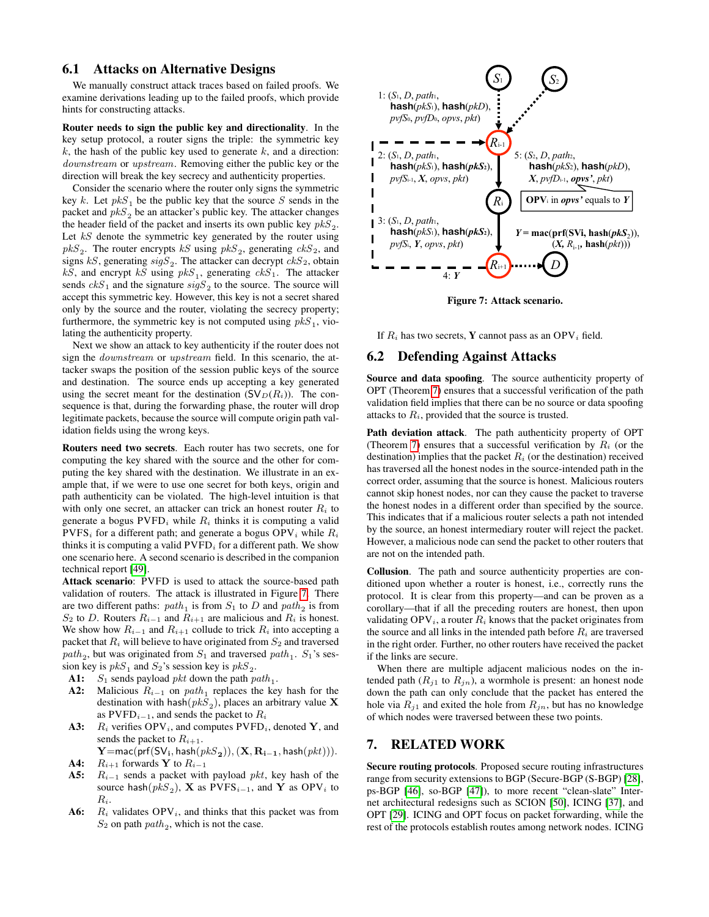### 6.1 Attacks on Alternative Designs

We manually construct attack traces based on failed proofs. We examine derivations leading up to the failed proofs, which provide hints for constructing attacks.

**Router needs to sign the public key and directionality**. In the key setup protocol, a router signs the triple: the symmetric key $k$, the hash of the public key used to generate $k$, and a direction: $downstream$ or $upstream$. Removing either the public key or the direction will break the key secrecy and authenticity properties.

Consider the scenario where the router only signs the symmetric key $k$. Let $pkS_1$ be the public key that the source $S$ sends in the packet and $pkS_2$ be an attacker's public key. The attacker changes the header field of the packet and inserts its own public key $pkS_2$. Let $kS$ denote the symmetric key generated by the router using $pkS_2$. The router encrypts $kS$ using $pkS_2$, generating $ckS_2$, and signs $kS$, generating $sigS_2$. The attacker can decrypt $ckS_2$, obtain $kS$, and encrypt $kS$ using $pkS_1$, generating $ckS_1$. The attacker sends $ckS_1$ and the signature $sigS_2$ to the source. The source will accept this symmetric key. However, this key is not a secret shared only by the source and the router, violating the secrecy property; furthermore, the symmetric key is not computed using $pkS_1$, violating the authenticity property.

Next we show an attack to key authenticity if the router does not sign the $downstream$ or $upstream$ field. In this scenario, the attacker swaps the position of the session public keys of the source and destination. The source ends up accepting a key generated using the secret meant for the destination ($\mathsf{SV}_D(R_i)$). The consequence is that, during the forwarding phase, the router will drop legitimate packets, because the source will compute origin path validation fields using the wrong keys.

**Routers need two secrets**. Each router has two secrets, one for computing the key shared with the source and the other for computing the key shared with the destination. We illustrate in an example that, if we were to use one secret for both keys, origin and path authenticity can be violated. The high-level intuition is that with only one secret, an attacker can trick an honest router $R_i$ to generate a bogus $\text{PVFD}_i$ while $R_i$ thinks it is computing a valid $\text{PVFS}_i$ for a different path; and generate a bogus $\text{OPV}_i$ while $R_i$ thinks it is computing a valid $\text{PVFD}_i$ for a different path. We show one scenario here. A second scenario is described in the companion technical report [49].

**Attack scenario**: PVFD is used to attack the source-based path validation of routers. The attack is illustrated in Figure 7. There are two different paths: $path_1$ is from $S_1$ to $D$ and $path_2$ is from $S_2$ to $D$. Routers $R_{i-1}$ and $R_{i+1}$ are malicious and $R_i$ is honest. We show how $R_{i-1}$ and $R_{i+1}$ collude to trick $R_i$ into accepting a packet that $R_i$ will believe to have originated from $S_2$ and traversed $path_2$, but was originated from $S_1$ and traversed $path_1$. $S_1$'s session key is $pkS_1$ and $S_2$'s session key is $pkS_2$.

- **A1:** $S_1$ sends payload $pkt$ down the path $path_1$.
- **A2:** Malicious $R_{i-1}$ on $path_1$ replaces the key hash for the destination with $\mathsf{hash}(pkS_2)$, places an arbitrary value $\mathbf{X}$ as $\text{PVFD}_{i-1}$, and sends the packet to $R_i$
- **A3:** $R_i$ verifies $\text{OPV}_i$, and computes $\text{PVFD}_i$, denoted $\mathbf{Y}$, and sends the packet to $R_{i+1}$.
  $\mathbf{Y}{=}\mathsf{mac}(\mathsf{prf}(\mathsf{SV_i}, \mathsf{hash}(pkS_\mathbf{2})), (\mathbf{X}, \mathbf{R_{i-1}}, \mathsf{hash}(pkt)))$.
- **A4:** $R_{i+1}$ forwards $\mathbf{Y}$ to $R_{i-1}$
- **A5:** $R_{i-1}$ sends a packet with payload $pkt$, key hash of the source $\mathsf{hash}(pkS_2)$, $\mathbf{X}$ as $\text{PVFS}_{i-1}$, and $\mathbf{Y}$ as $\text{OPV}_i$ to $R_i$.
- **A6:** $R_i$ validates $\text{OPV}_i$, and thinks that this packet was from $S_2$ on path $path_2$, which is not the case.

**Figure 7: Attack scenario.**

If $R_i$ has two secrets, $\mathbf{Y}$ cannot pass as an $\text{OPV}_i$ field.

### 6.2 Defending Against Attacks

**Source and data spoofing**. The source authenticity property of OPT (Theorem 7) ensures that a successful verification of the path validation field implies that there can be no source or data spoofing attacks to $R_i$, provided that the source is trusted.

**Path deviation attack**. The path authenticity property of OPT (Theorem 7) ensures that a successful verification by $R_i$ (or the destination) implies that the packet $R_i$ (or the destination) received has traversed all the honest nodes in the source-intended path in the correct order, assuming that the source is honest. Malicious routers cannot skip honest nodes, nor can they cause the packet to traverse the honest nodes in a different order than specified by the source. This indicates that if a malicious router selects a path not intended by the source, an honest intermediary router will reject the packet. However, a malicious node can send the packet to other routers that are not on the intended path.

**Collusion**. The path and source authenticity properties are conditioned upon whether a router is honest, i.e., correctly runs the protocol. It is clear from this property—and can be proven as a corollary—that if all the preceding routers are honest, then upon validating $\text{OPV}_i$, a router $R_i$ knows that the packet originates from the source and all links in the intended path before $R_i$ are traversed in the right order. Further, no other routers have received the packet if the links are secure.

When there are multiple adjacent malicious nodes on the intended path ($R_{j1}$ to $R_{jn}$), a wormhole is present: an honest node down the path can only conclude that the packet has entered the hole via $R_{j1}$ and exited the hole from $R_{jn}$, but has no knowledge of which nodes were traversed between these two points.

## 7. RELATED WORK

**Secure routing protocols**. Proposed secure routing infrastructures range from security extensions to BGP (Secure-BGP (S-BGP) [28], ps-BGP [46], so-BGP [47]), to more recent "clean-slate" Internet architectural redesigns such as SCION [50], ICING [37], and OPT [29]. ICING and OPT focus on packet forwarding, while the rest of the protocols establish routes among network nodes. ICING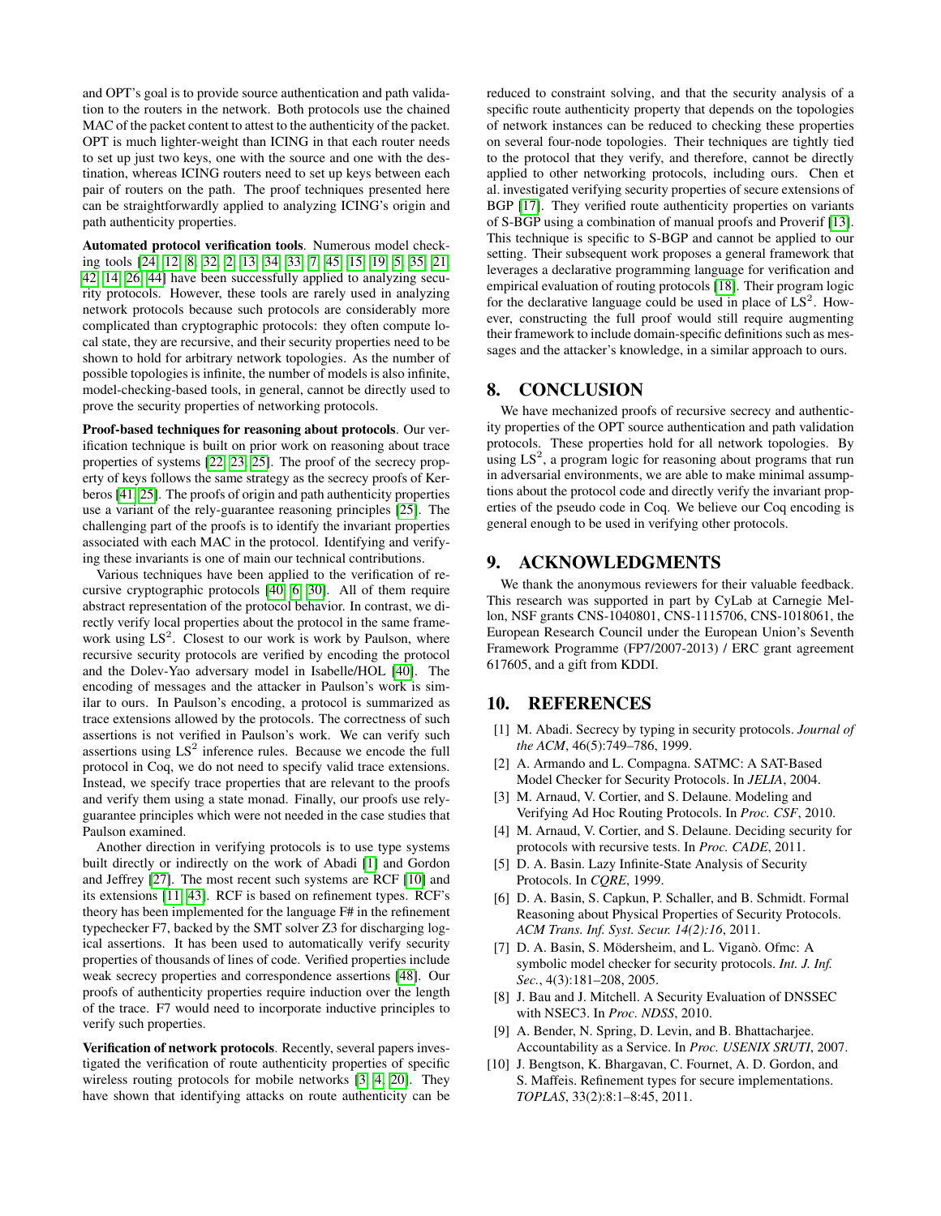and OPT's goal is to provide source authentication and path validation to the routers in the network. Both protocols use the chained MAC of the packet content to attest to the authenticity of the packet. OPT is much lighter-weight than ICING in that each router needs to set up just two keys, one with the source and one with the destination, whereas ICING routers need to set up keys between each pair of routers on the path. The proof techniques presented here can be straightforwardly applied to analyzing ICING's origin and path authenticity properties.

**Automated protocol verification tools**. Numerous model checking tools [24, 12, 8, 32, 2, 13, 34, 33, 7, 45, 15, 19, 5, 35, 21, 42, 14, 26, 44] have been successfully applied to analyzing security protocols. However, these tools are rarely used in analyzing network protocols because such protocols are considerably more complicated than cryptographic protocols: they often compute local state, they are recursive, and their security properties need to be shown to hold for arbitrary network topologies. As the number of possible topologies is infinite, the number of models is also infinite, model-checking-based tools, in general, cannot be directly used to prove the security properties of networking protocols.

**Proof-based techniques for reasoning about protocols**. Our verification technique is built on prior work on reasoning about trace properties of systems [22, 23, 25]. The proof of the secrecy property of keys follows the same strategy as the secrecy proofs of Kerberos [41, 25]. The proofs of origin and path authenticity properties use a variant of the rely-guarantee reasoning principles [25]. The challenging part of the proofs is to identify the invariant properties associated with each MAC in the protocol. Identifying and verifying these invariants is one of main our technical contributions.

Various techniques have been applied to the verification of recursive cryptographic protocols [40, 6, 30]. All of them require abstract representation of the protocol behavior. In contrast, we directly verify local properties about the protocol in the same framework using $\mathrm{LS}^2$. Closest to our work is work by Paulson, where recursive security protocols are verified by encoding the protocol and the Dolev-Yao adversary model in Isabelle/HOL [40]. The encoding of messages and the attacker in Paulson's work is similar to ours. In Paulson's encoding, a protocol is summarized as trace extensions allowed by the protocols. The correctness of such assertions is not verified in Paulson's work. We can verify such assertions using $\mathrm{LS}^2$ inference rules. Because we encode the full protocol in Coq, we do not need to specify valid trace extensions. Instead, we specify trace properties that are relevant to the proofs and verify them using a state monad. Finally, our proofs use rely-guarantee principles which were not needed in the case studies that Paulson examined.

Another direction in verifying protocols is to use type systems built directly or indirectly on the work of Abadi [1] and Gordon and Jeffrey [27]. The most recent such systems are RCF [10] and its extensions [11, 43]. RCF is based on refinement types. RCF's theory has been implemented for the language F# in the refinement typechecker F7, backed by the SMT solver Z3 for discharging logical assertions. It has been used to automatically verify security properties of thousands of lines of code. Verified properties include weak secrecy properties and correspondence assertions [48]. Our proofs of authenticity properties require induction over the length of the trace. F7 would need to incorporate inductive principles to verify such properties.

**Verification of network protocols**. Recently, several papers investigated the verification of route authenticity properties of specific wireless routing protocols for mobile networks [3, 4, 20]. They have shown that identifying attacks on route authenticity can be reduced to constraint solving, and that the security analysis of a specific route authenticity property that depends on the topologies of network instances can be reduced to checking these properties on several four-node topologies. Their techniques are tightly tied to the protocol that they verify, and therefore, cannot be directly applied to other networking protocols, including ours. Chen et al. investigated verifying security properties of secure extensions of BGP [17]. They verified route authenticity properties on variants of S-BGP using a combination of manual proofs and Proverif [13]. This technique is specific to S-BGP and cannot be applied to our setting. Their subsequent work proposes a general framework that leverages a declarative programming language for verification and empirical evaluation of routing protocols [18]. Their program logic for the declarative language could be used in place of $\mathrm{LS}^2$. However, constructing the full proof would still require augmenting their framework to include domain-specific definitions such as messages and the attacker's knowledge, in a similar approach to ours.

## 8. CONCLUSION

We have mechanized proofs of recursive secrecy and authenticity properties of the OPT source authentication and path validation protocols. These properties hold for all network topologies. By using $\mathrm{LS}^2$, a program logic for reasoning about programs that run in adversarial environments, we are able to make minimal assumptions about the protocol code and directly verify the invariant properties of the pseudo code in Coq. We believe our Coq encoding is general enough to be used in verifying other protocols.

## 9. ACKNOWLEDGMENTS

We thank the anonymous reviewers for their valuable feedback. This research was supported in part by CyLab at Carnegie Mellon, NSF grants CNS-1040801, CNS-1115706, CNS-1018061, the European Research Council under the European Union's Seventh Framework Programme (FP7/2007-2013) / ERC grant agreement 617605, and a gift from KDDI.

## 10. REFERENCES

[1] M. Abadi. Secrecy by typing in security protocols. *Journal of the ACM*, 46(5):749–786, 1999.

[2] A. Armando and L. Compagna. SATMC: A SAT-Based Model Checker for Security Protocols. In *JELIA*, 2004.

[3] M. Arnaud, V. Cortier, and S. Delaune. Modeling and Verifying Ad Hoc Routing Protocols. In *Proc. CSF*, 2010.

[4] M. Arnaud, V. Cortier, and S. Delaune. Deciding security for protocols with recursive tests. In *Proc. CADE*, 2011.

[5] D. A. Basin. Lazy Infinite-State Analysis of Security Protocols. In *CQRE*, 1999.

[6] D. A. Basin, S. Capkun, P. Schaller, and B. Schmidt. Formal Reasoning about Physical Properties of Security Protocols. *ACM Trans. Inf. Syst. Secur. 14(2):16*, 2011.

[7] D. A. Basin, S. Mödersheim, and L. Viganò. Ofmc: A symbolic model checker for security protocols. *Int. J. Inf. Sec.*, 4(3):181–208, 2005.

[8] J. Bau and J. Mitchell. A Security Evaluation of DNSSEC with NSEC3. In *Proc. NDSS*, 2010.

[9] A. Bender, N. Spring, D. Levin, and B. Bhattacharjee. Accountability as a Service. In *Proc. USENIX SRUTI*, 2007.

[10] J. Bengtson, K. Bhargavan, C. Fournet, A. D. Gordon, and S. Maffeis. Refinement types for secure implementations. *TOPLAS*, 33(2):8:1–8:45, 2011.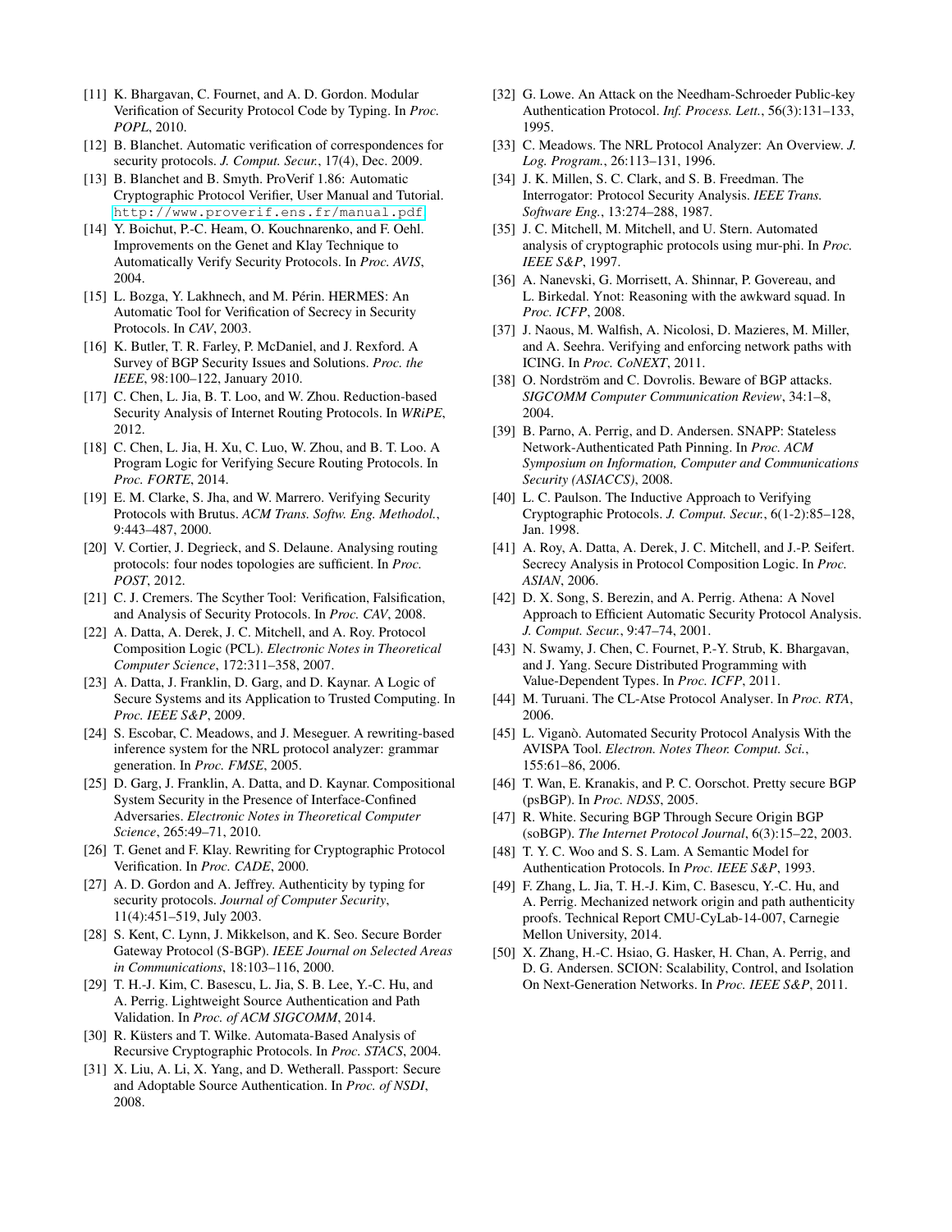[11] K. Bhargavan, C. Fournet, and A. D. Gordon. Modular Verification of Security Protocol Code by Typing. In *Proc. POPL*, 2010.

[12] B. Blanchet. Automatic verification of correspondences for security protocols. *J. Comput. Secur.*, 17(4), Dec. 2009.

[13] B. Blanchet and B. Smyth. ProVerif 1.86: Automatic Cryptographic Protocol Verifier, User Manual and Tutorial. http://www.proverif.ens.fr/manual.pdf.

[14] Y. Boichut, P.-C. Heam, O. Kouchnarenko, and F. Oehl. Improvements on the Genet and Klay Technique to Automatically Verify Security Protocols. In *Proc. AVIS*, 2004.

[15] L. Bozga, Y. Lakhnech, and M. Périn. HERMES: An Automatic Tool for Verification of Secrecy in Security Protocols. In *CAV*, 2003.

[16] K. Butler, T. R. Farley, P. McDaniel, and J. Rexford. A Survey of BGP Security Issues and Solutions. *Proc. the IEEE*, 98:100–122, January 2010.

[17] C. Chen, L. Jia, B. T. Loo, and W. Zhou. Reduction-based Security Analysis of Internet Routing Protocols. In *WRiPE*, 2012.

[18] C. Chen, L. Jia, H. Xu, C. Luo, W. Zhou, and B. T. Loo. A Program Logic for Verifying Secure Routing Protocols. In *Proc. FORTE*, 2014.

[19] E. M. Clarke, S. Jha, and W. Marrero. Verifying Security Protocols with Brutus. *ACM Trans. Softw. Eng. Methodol.*, 9:443–487, 2000.

[20] V. Cortier, J. Degrieck, and S. Delaune. Analysing routing protocols: four nodes topologies are sufficient. In *Proc. POST*, 2012.

[21] C. J. Cremers. The Scyther Tool: Verification, Falsification, and Analysis of Security Protocols. In *Proc. CAV*, 2008.

[22] A. Datta, A. Derek, J. C. Mitchell, and A. Roy. Protocol Composition Logic (PCL). *Electronic Notes in Theoretical Computer Science*, 172:311–358, 2007.

[23] A. Datta, J. Franklin, D. Garg, and D. Kaynar. A Logic of Secure Systems and its Application to Trusted Computing. In *Proc. IEEE S&P*, 2009.

[24] S. Escobar, C. Meadows, and J. Meseguer. A rewriting-based inference system for the NRL protocol analyzer: grammar generation. In *Proc. FMSE*, 2005.

[25] D. Garg, J. Franklin, A. Datta, and D. Kaynar. Compositional System Security in the Presence of Interface-Confined Adversaries. *Electronic Notes in Theoretical Computer Science*, 265:49–71, 2010.

[26] T. Genet and F. Klay. Rewriting for Cryptographic Protocol Verification. In *Proc. CADE*, 2000.

[27] A. D. Gordon and A. Jeffrey. Authenticity by typing for security protocols. *Journal of Computer Security*, 11(4):451–519, July 2003.

[28] S. Kent, C. Lynn, J. Mikkelson, and K. Seo. Secure Border Gateway Protocol (S-BGP). *IEEE Journal on Selected Areas in Communications*, 18:103–116, 2000.

[29] T. H.-J. Kim, C. Basescu, L. Jia, S. B. Lee, Y.-C. Hu, and A. Perrig. Lightweight Source Authentication and Path Validation. In *Proc. of ACM SIGCOMM*, 2014.

[30] R. Küsters and T. Wilke. Automata-Based Analysis of Recursive Cryptographic Protocols. In *Proc. STACS*, 2004.

[31] X. Liu, A. Li, X. Yang, and D. Wetherall. Passport: Secure and Adoptable Source Authentication. In *Proc. of NSDI*, 2008.

[32] G. Lowe. An Attack on the Needham-Schroeder Public-key Authentication Protocol. *Inf. Process. Lett.*, 56(3):131–133, 1995.

[33] C. Meadows. The NRL Protocol Analyzer: An Overview. *J. Log. Program.*, 26:113–131, 1996.

[34] J. K. Millen, S. C. Clark, and S. B. Freedman. The Interrogator: Protocol Security Analysis. *IEEE Trans. Software Eng.*, 13:274–288, 1987.

[35] J. C. Mitchell, M. Mitchell, and U. Stern. Automated analysis of cryptographic protocols using mur-phi. In *Proc. IEEE S&P*, 1997.

[36] A. Nanevski, G. Morrisett, A. Shinnar, P. Govereau, and L. Birkedal. Ynot: Reasoning with the awkward squad. In *Proc. ICFP*, 2008.

[37] J. Naous, M. Walfish, A. Nicolosi, D. Mazieres, M. Miller, and A. Seehra. Verifying and enforcing network paths with ICING. In *Proc. CoNEXT*, 2011.

[38] O. Nordström and C. Dovrolis. Beware of BGP attacks. *SIGCOMM Computer Communication Review*, 34:1–8, 2004.

[39] B. Parno, A. Perrig, and D. Andersen. SNAPP: Stateless Network-Authenticated Path Pinning. In *Proc. ACM Symposium on Information, Computer and Communications Security (ASIACCS)*, 2008.

[40] L. C. Paulson. The Inductive Approach to Verifying Cryptographic Protocols. *J. Comput. Secur.*, 6(1-2):85–128, Jan. 1998.

[41] A. Roy, A. Datta, A. Derek, J. C. Mitchell, and J.-P. Seifert. Secrecy Analysis in Protocol Composition Logic. In *Proc. ASIAN*, 2006.

[42] D. X. Song, S. Berezin, and A. Perrig. Athena: A Novel Approach to Efficient Automatic Security Protocol Analysis. *J. Comput. Secur.*, 9:47–74, 2001.

[43] N. Swamy, J. Chen, C. Fournet, P.-Y. Strub, K. Bhargavan, and J. Yang. Secure Distributed Programming with Value-Dependent Types. In *Proc. ICFP*, 2011.

[44] M. Turuani. The CL-Atse Protocol Analyser. In *Proc. RTA*, 2006.

[45] L. Viganò. Automated Security Protocol Analysis With the AVISPA Tool. *Electron. Notes Theor. Comput. Sci.*, 155:61–86, 2006.

[46] T. Wan, E. Kranakis, and P. C. Oorschot. Pretty secure BGP (psBGP). In *Proc. NDSS*, 2005.

[47] R. White. Securing BGP Through Secure Origin BGP (soBGP). *The Internet Protocol Journal*, 6(3):15–22, 2003.

[48] T. Y. C. Woo and S. S. Lam. A Semantic Model for Authentication Protocols. In *Proc. IEEE S&P*, 1993.

[49] F. Zhang, L. Jia, T. H.-J. Kim, C. Basescu, Y.-C. Hu, and A. Perrig. Mechanized network origin and path authenticity proofs. Technical Report CMU-CyLab-14-007, Carnegie Mellon University, 2014.

[50] X. Zhang, H.-C. Hsiao, G. Hasker, H. Chan, A. Perrig, and D. G. Andersen. SCION: Scalability, Control, and Isolation On Next-Generation Networks. In *Proc. IEEE S&P*, 2011.